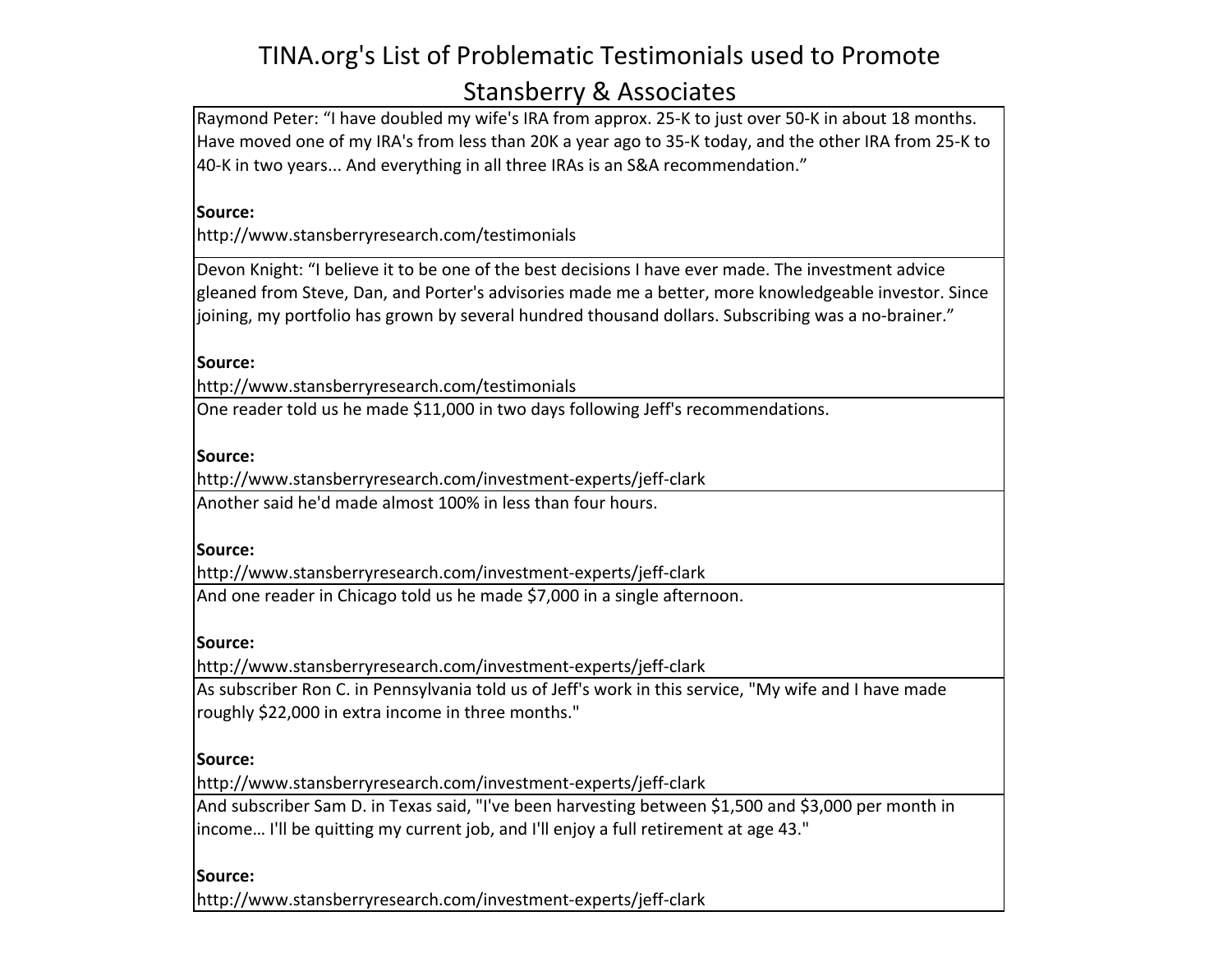# TINA.org's List of Problematic Testimonials used to Promote Stansberry & Associates

| |
|---|
| Raymond Peter: “I have doubled my wife's IRA from approx. 25-K to just over 50-K in about 18 months. Have moved one of my IRA's from less than 20K a year ago to 35-K today, and the other IRA from 25-K to 40-K in two years... And everything in all three IRAs is an S&A recommendation.”<br><br>**Source:**<br>http://www.stansberryresearch.com/testimonials |
| Devon Knight: “I believe it to be one of the best decisions I have ever made. The investment advice gleaned from Steve, Dan, and Porter's advisories made me a better, more knowledgeable investor. Since joining, my portfolio has grown by several hundred thousand dollars. Subscribing was a no-brainer.”<br><br>**Source:**<br>http://www.stansberryresearch.com/testimonials |
| One reader told us he made $11,000 in two days following Jeff's recommendations.<br><br>**Source:**<br>http://www.stansberryresearch.com/investment-experts/jeff-clark |
| Another said he'd made almost 100% in less than four hours.<br><br>**Source:**<br>http://www.stansberryresearch.com/investment-experts/jeff-clark |
| And one reader in Chicago told us he made $7,000 in a single afternoon.<br><br>**Source:**<br>http://www.stansberryresearch.com/investment-experts/jeff-clark |
| As subscriber Ron C. in Pennsylvania told us of Jeff's work in this service, "My wife and I have made roughly $22,000 in extra income in three months."<br><br>**Source:**<br>http://www.stansberryresearch.com/investment-experts/jeff-clark |
| And subscriber Sam D. in Texas said, "I've been harvesting between $1,500 and $3,000 per month in income… I'll be quitting my current job, and I'll enjoy a full retirement at age 43."<br><br>**Source:**<br>http://www.stansberryresearch.com/investment-experts/jeff-clark |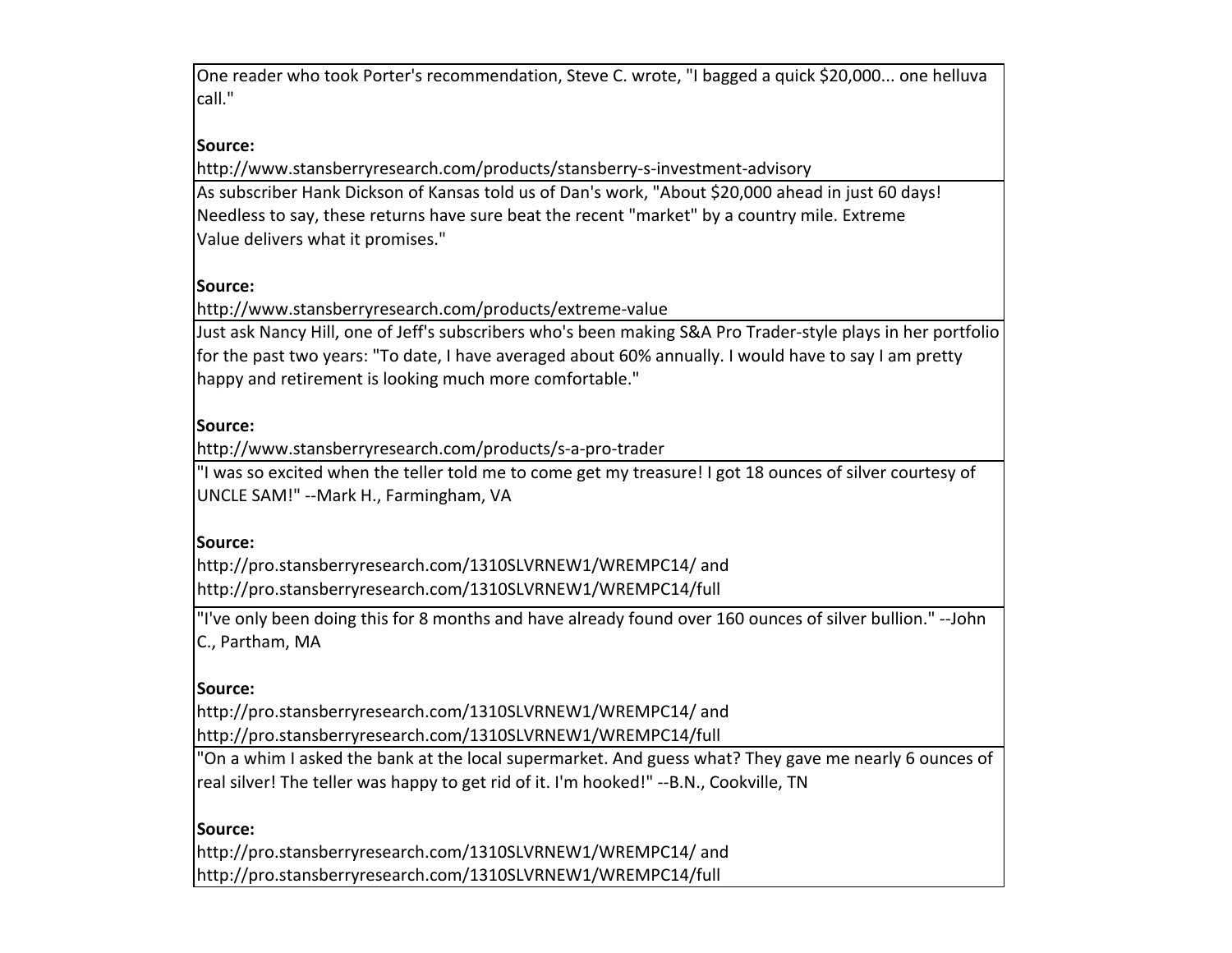| |
|---|
| One reader who took Porter's recommendation, Steve C. wrote, "I bagged a quick $20,000... one helluva call."<br><br>**Source:**<br>http://www.stansberryresearch.com/products/stansberry-s-investment-advisory |
| As subscriber Hank Dickson of Kansas told us of Dan's work, "About $20,000 ahead in just 60 days! Needless to say, these returns have sure beat the recent "market" by a country mile. Extreme Value delivers what it promises."<br><br>**Source:**<br>http://www.stansberryresearch.com/products/extreme-value |
| Just ask Nancy Hill, one of Jeff's subscribers who's been making S&A Pro Trader-style plays in her portfolio for the past two years: "To date, I have averaged about 60% annually. I would have to say I am pretty happy and retirement is looking much more comfortable."<br><br>**Source:**<br>http://www.stansberryresearch.com/products/s-a-pro-trader |
| "I was so excited when the teller told me to come get my treasure! I got 18 ounces of silver courtesy of UNCLE SAM!" --Mark H., Farmingham, VA<br><br>**Source:**<br>http://pro.stansberryresearch.com/1310SLVRNEW1/WREMPC14/ and<br>http://pro.stansberryresearch.com/1310SLVRNEW1/WREMPC14/full |
| "I've only been doing this for 8 months and have already found over 160 ounces of silver bullion." --John C., Partham, MA<br><br>**Source:**<br>http://pro.stansberryresearch.com/1310SLVRNEW1/WREMPC14/ and<br>http://pro.stansberryresearch.com/1310SLVRNEW1/WREMPC14/full |
| "On a whim I asked the bank at the local supermarket. And guess what? They gave me nearly 6 ounces of real silver! The teller was happy to get rid of it. I'm hooked!" --B.N., Cookville, TN<br><br>**Source:**<br>http://pro.stansberryresearch.com/1310SLVRNEW1/WREMPC14/ and<br>http://pro.stansberryresearch.com/1310SLVRNEW1/WREMPC14/full |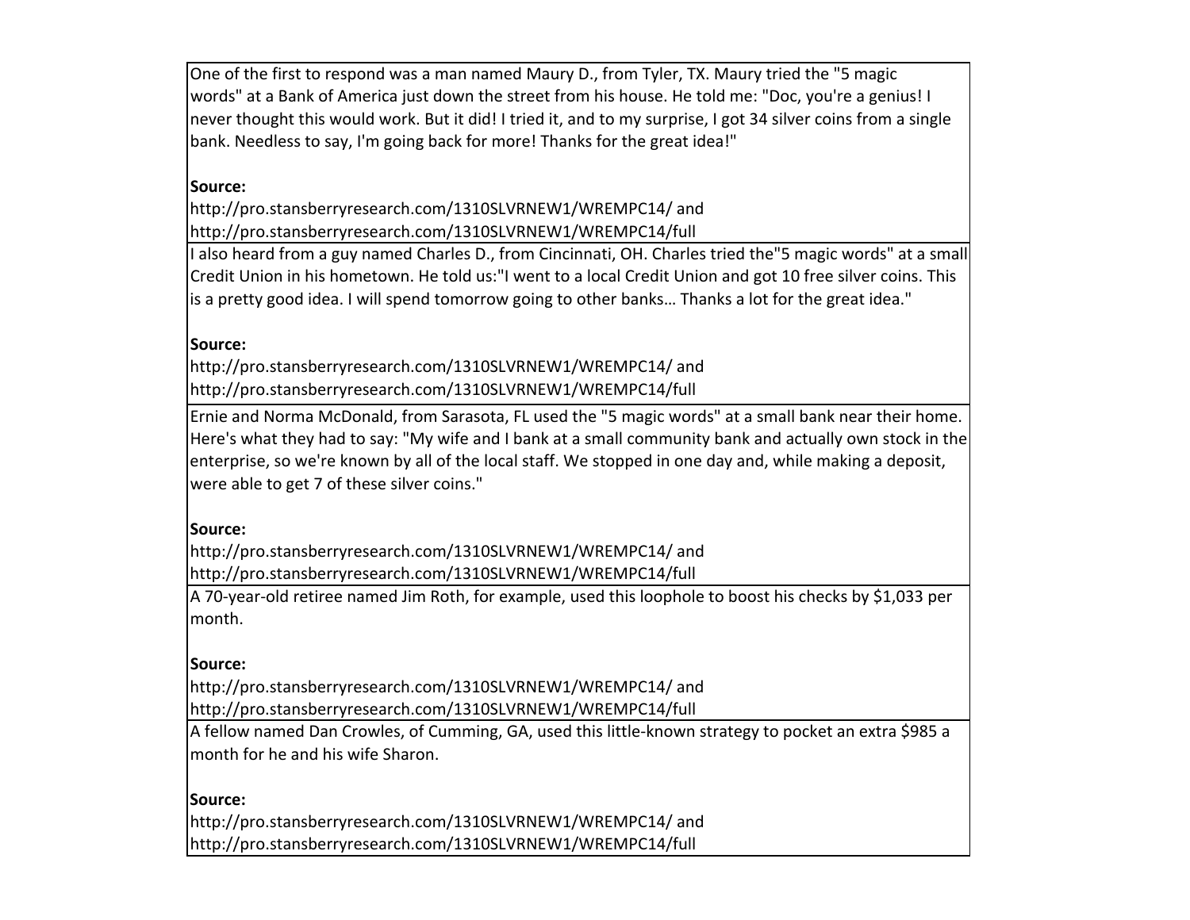| |
|---|
| One of the first to respond was a man named Maury D., from Tyler, TX. Maury tried the "5 magic words" at a Bank of America just down the street from his house. He told me: "Doc, you're a genius! I never thought this would work. But it did! I tried it, and to my surprise, I got 34 silver coins from a single bank. Needless to say, I'm going back for more! Thanks for the great idea!"<br><br>**Source:**<br>http://pro.stansberryresearch.com/1310SLVRNEW1/WREMPC14/ and<br>http://pro.stansberryresearch.com/1310SLVRNEW1/WREMPC14/full |
| I also heard from a guy named Charles D., from Cincinnati, OH. Charles tried the"5 magic words" at a small Credit Union in his hometown. He told us:"I went to a local Credit Union and got 10 free silver coins. This is a pretty good idea. I will spend tomorrow going to other banks… Thanks a lot for the great idea."<br><br>**Source:**<br>http://pro.stansberryresearch.com/1310SLVRNEW1/WREMPC14/ and<br>http://pro.stansberryresearch.com/1310SLVRNEW1/WREMPC14/full |
| Ernie and Norma McDonald, from Sarasota, FL used the "5 magic words" at a small bank near their home. Here's what they had to say: "My wife and I bank at a small community bank and actually own stock in the enterprise, so we're known by all of the local staff. We stopped in one day and, while making a deposit, were able to get 7 of these silver coins."<br><br>**Source:**<br>http://pro.stansberryresearch.com/1310SLVRNEW1/WREMPC14/ and<br>http://pro.stansberryresearch.com/1310SLVRNEW1/WREMPC14/full |
| A 70-year-old retiree named Jim Roth, for example, used this loophole to boost his checks by $1,033 per month.<br><br>**Source:**<br>http://pro.stansberryresearch.com/1310SLVRNEW1/WREMPC14/ and<br>http://pro.stansberryresearch.com/1310SLVRNEW1/WREMPC14/full |
| A fellow named Dan Crowles, of Cumming, GA, used this little-known strategy to pocket an extra $985 a month for he and his wife Sharon.<br><br>**Source:**<br>http://pro.stansberryresearch.com/1310SLVRNEW1/WREMPC14/ and<br>http://pro.stansberryresearch.com/1310SLVRNEW1/WREMPC14/full |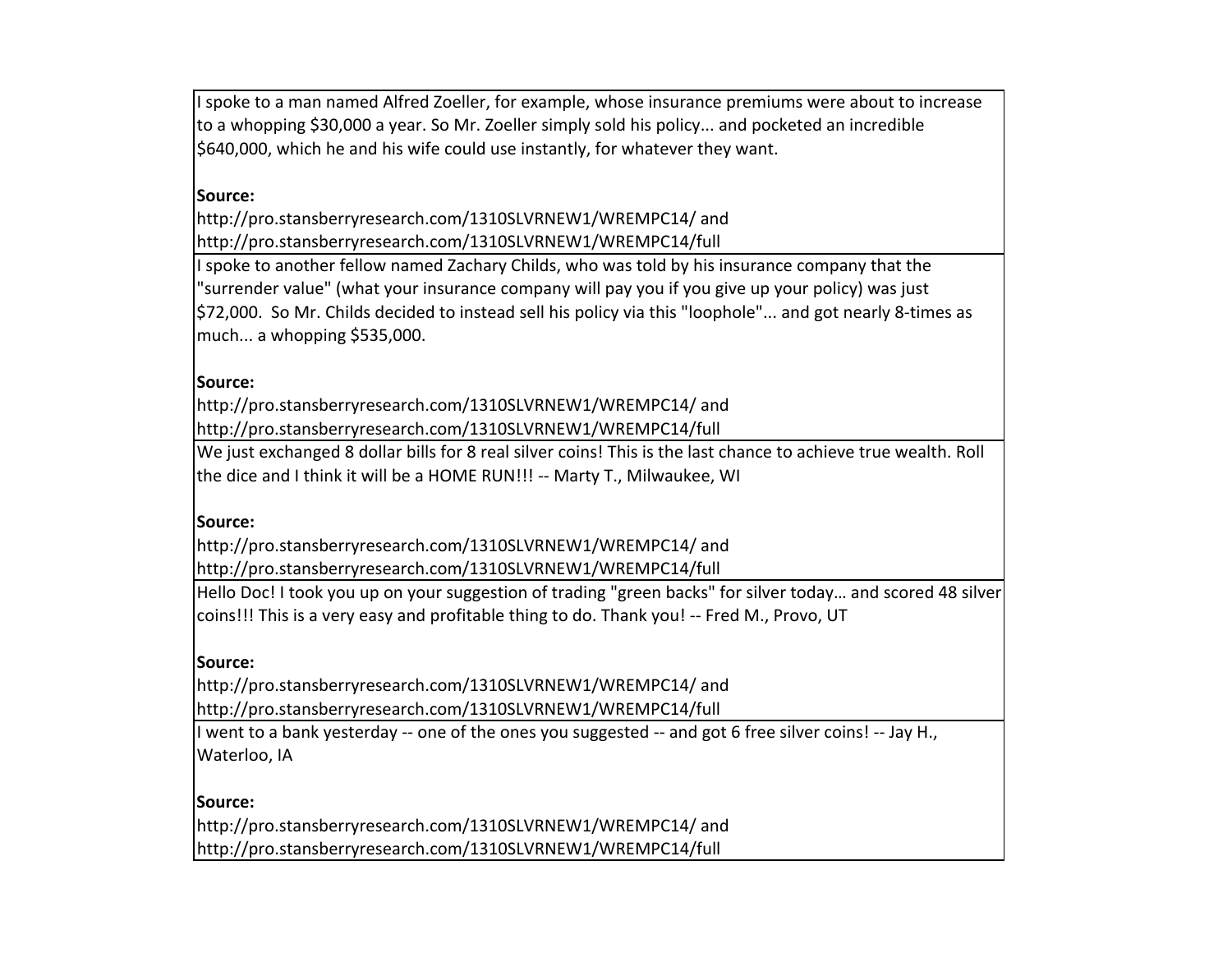| |
|---|
| I spoke to a man named Alfred Zoeller, for example, whose insurance premiums were about to increase to a whopping $30,000 a year. So Mr. Zoeller simply sold his policy... and pocketed an incredible $640,000, which he and his wife could use instantly, for whatever they want.<br><br>**Source:**<br>http://pro.stansberryresearch.com/1310SLVRNEW1/WREMPC14/ and<br>http://pro.stansberryresearch.com/1310SLVRNEW1/WREMPC14/full |
| I spoke to another fellow named Zachary Childs, who was told by his insurance company that the "surrender value" (what your insurance company will pay you if you give up your policy) was just $72,000. So Mr. Childs decided to instead sell his policy via this "loophole"... and got nearly 8-times as much... a whopping $535,000.<br><br>**Source:**<br>http://pro.stansberryresearch.com/1310SLVRNEW1/WREMPC14/ and<br>http://pro.stansberryresearch.com/1310SLVRNEW1/WREMPC14/full |
| We just exchanged 8 dollar bills for 8 real silver coins! This is the last chance to achieve true wealth. Roll the dice and I think it will be a HOME RUN!!! -- Marty T., Milwaukee, WI<br><br>**Source:**<br>http://pro.stansberryresearch.com/1310SLVRNEW1/WREMPC14/ and<br>http://pro.stansberryresearch.com/1310SLVRNEW1/WREMPC14/full |
| Hello Doc! I took you up on your suggestion of trading "green backs" for silver today… and scored 48 silver coins!!! This is a very easy and profitable thing to do. Thank you! -- Fred M., Provo, UT<br><br>**Source:**<br>http://pro.stansberryresearch.com/1310SLVRNEW1/WREMPC14/ and<br>http://pro.stansberryresearch.com/1310SLVRNEW1/WREMPC14/full |
| I went to a bank yesterday -- one of the ones you suggested -- and got 6 free silver coins! -- Jay H., Waterloo, IA<br><br>**Source:**<br>http://pro.stansberryresearch.com/1310SLVRNEW1/WREMPC14/ and<br>http://pro.stansberryresearch.com/1310SLVRNEW1/WREMPC14/full |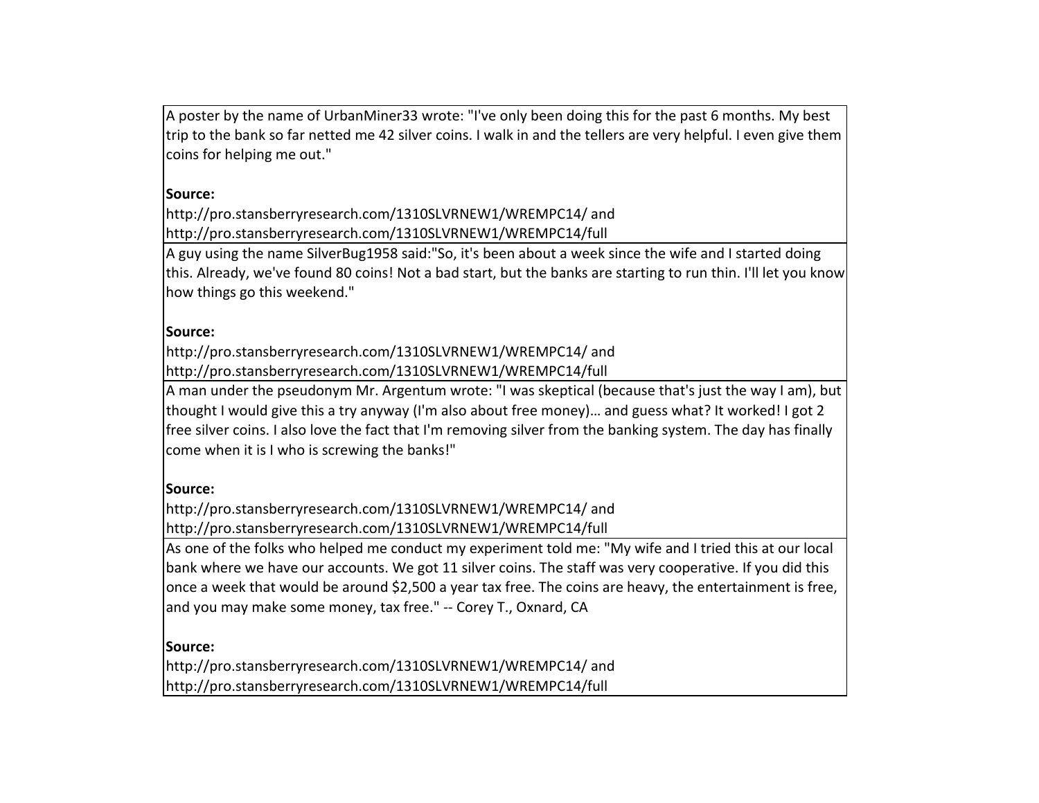| |
|---|
| A poster by the name of UrbanMiner33 wrote: "I've only been doing this for the past 6 months. My best trip to the bank so far netted me 42 silver coins. I walk in and the tellers are very helpful. I even give them coins for helping me out."<br><br>**Source:**<br>http://pro.stansberryresearch.com/1310SLVRNEW1/WREMPC14/ and<br>http://pro.stansberryresearch.com/1310SLVRNEW1/WREMPC14/full |
| A guy using the name SilverBug1958 said:"So, it's been about a week since the wife and I started doing this. Already, we've found 80 coins! Not a bad start, but the banks are starting to run thin. I'll let you know how things go this weekend."<br><br>**Source:**<br>http://pro.stansberryresearch.com/1310SLVRNEW1/WREMPC14/ and<br>http://pro.stansberryresearch.com/1310SLVRNEW1/WREMPC14/full |
| A man under the pseudonym Mr. Argentum wrote: "I was skeptical (because that's just the way I am), but thought I would give this a try anyway (I'm also about free money)… and guess what? It worked! I got 2 free silver coins. I also love the fact that I'm removing silver from the banking system. The day has finally come when it is I who is screwing the banks!"<br><br>**Source:**<br>http://pro.stansberryresearch.com/1310SLVRNEW1/WREMPC14/ and<br>http://pro.stansberryresearch.com/1310SLVRNEW1/WREMPC14/full |
| As one of the folks who helped me conduct my experiment told me: "My wife and I tried this at our local bank where we have our accounts. We got 11 silver coins. The staff was very cooperative. If you did this once a week that would be around $2,500 a year tax free. The coins are heavy, the entertainment is free, and you may make some money, tax free." -- Corey T., Oxnard, CA<br><br>**Source:**<br>http://pro.stansberryresearch.com/1310SLVRNEW1/WREMPC14/ and<br>http://pro.stansberryresearch.com/1310SLVRNEW1/WREMPC14/full |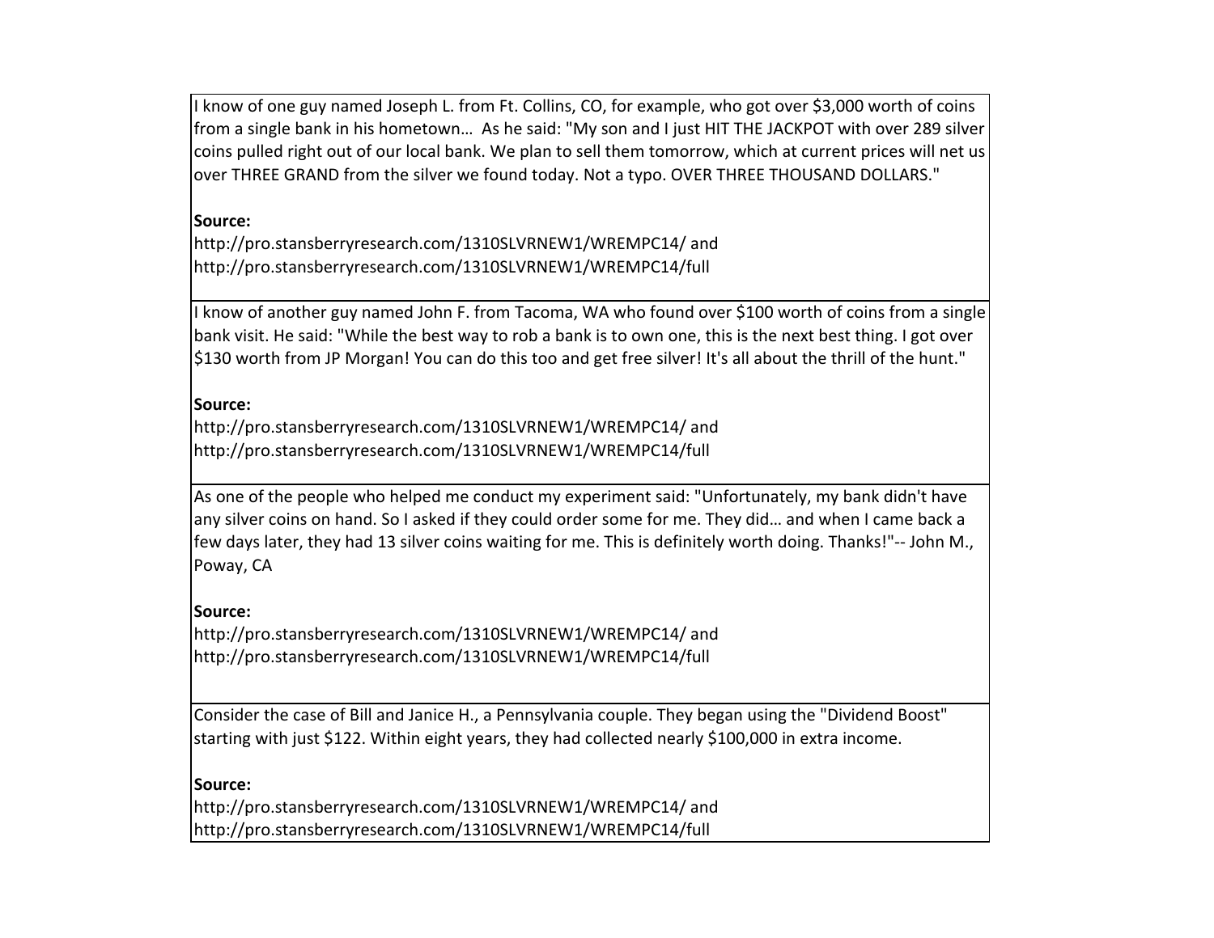| |
|---|
| I know of one guy named Joseph L. from Ft. Collins, CO, for example, who got over $3,000 worth of coins from a single bank in his hometown… As he said: "My son and I just HIT THE JACKPOT with over 289 silver coins pulled right out of our local bank. We plan to sell them tomorrow, which at current prices will net us over THREE GRAND from the silver we found today. Not a typo. OVER THREE THOUSAND DOLLARS."<br><br>**Source:**<br>http://pro.stansberryresearch.com/1310SLVRNEW1/WREMPC14/ and<br>http://pro.stansberryresearch.com/1310SLVRNEW1/WREMPC14/full |
| I know of another guy named John F. from Tacoma, WA who found over $100 worth of coins from a single bank visit. He said: "While the best way to rob a bank is to own one, this is the next best thing. I got over $130 worth from JP Morgan! You can do this too and get free silver! It's all about the thrill of the hunt."<br><br>**Source:**<br>http://pro.stansberryresearch.com/1310SLVRNEW1/WREMPC14/ and<br>http://pro.stansberryresearch.com/1310SLVRNEW1/WREMPC14/full |
| As one of the people who helped me conduct my experiment said: "Unfortunately, my bank didn't have any silver coins on hand. So I asked if they could order some for me. They did… and when I came back a few days later, they had 13 silver coins waiting for me. This is definitely worth doing. Thanks!"-- John M., Poway, CA<br><br>**Source:**<br>http://pro.stansberryresearch.com/1310SLVRNEW1/WREMPC14/ and<br>http://pro.stansberryresearch.com/1310SLVRNEW1/WREMPC14/full |
| Consider the case of Bill and Janice H., a Pennsylvania couple. They began using the "Dividend Boost" starting with just $122. Within eight years, they had collected nearly $100,000 in extra income.<br><br>**Source:**<br>http://pro.stansberryresearch.com/1310SLVRNEW1/WREMPC14/ and<br>http://pro.stansberryresearch.com/1310SLVRNEW1/WREMPC14/full |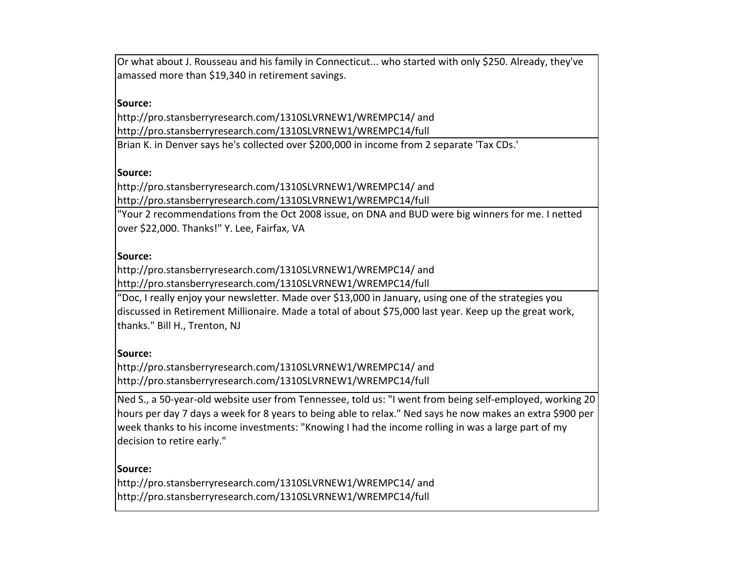| |
|---|
| Or what about J. Rousseau and his family in Connecticut... who started with only $250. Already, they've amassed more than $19,340 in retirement savings.<br><br>**Source:**<br>http://pro.stansberryresearch.com/1310SLVRNEW1/WREMPC14/ and<br>http://pro.stansberryresearch.com/1310SLVRNEW1/WREMPC14/full |
| Brian K. in Denver says he's collected over $200,000 in income from 2 separate 'Tax CDs.'<br><br>**Source:**<br>http://pro.stansberryresearch.com/1310SLVRNEW1/WREMPC14/ and<br>http://pro.stansberryresearch.com/1310SLVRNEW1/WREMPC14/full |
| "Your 2 recommendations from the Oct 2008 issue, on DNA and BUD were big winners for me. I netted over $22,000. Thanks!" Y. Lee, Fairfax, VA<br><br>**Source:**<br>http://pro.stansberryresearch.com/1310SLVRNEW1/WREMPC14/ and<br>http://pro.stansberryresearch.com/1310SLVRNEW1/WREMPC14/full |
| “Doc, I really enjoy your newsletter. Made over $13,000 in January, using one of the strategies you discussed in Retirement Millionaire. Made a total of about $75,000 last year. Keep up the great work, thanks." Bill H., Trenton, NJ<br><br>**Source:**<br>http://pro.stansberryresearch.com/1310SLVRNEW1/WREMPC14/ and<br>http://pro.stansberryresearch.com/1310SLVRNEW1/WREMPC14/full |
| Ned S., a 50-year-old website user from Tennessee, told us: "I went from being self-employed, working 20 hours per day 7 days a week for 8 years to being able to relax." Ned says he now makes an extra $900 per week thanks to his income investments: "Knowing I had the income rolling in was a large part of my decision to retire early."<br><br>**Source:**<br>http://pro.stansberryresearch.com/1310SLVRNEW1/WREMPC14/ and<br>http://pro.stansberryresearch.com/1310SLVRNEW1/WREMPC14/full |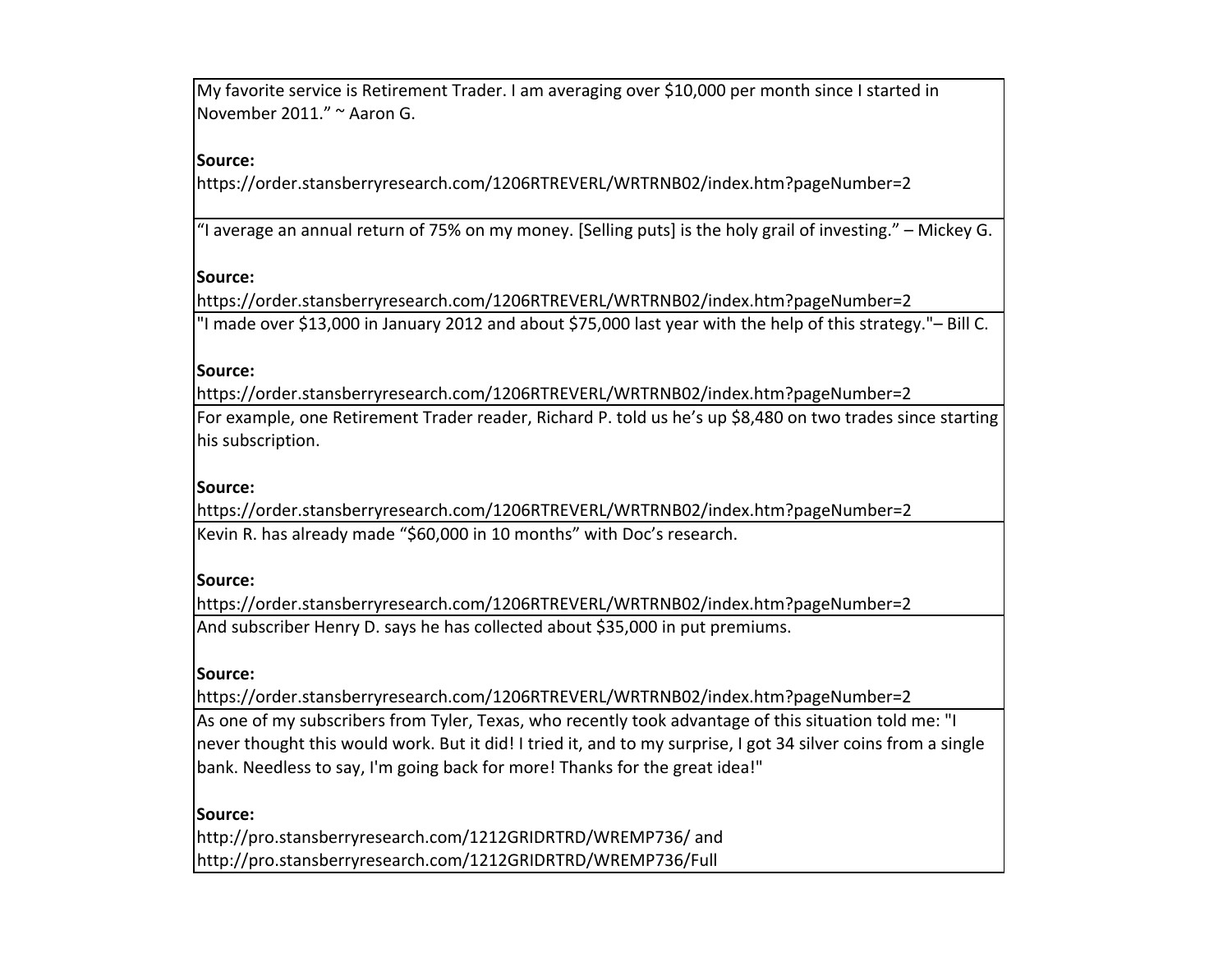| |
|---|
| My favorite service is Retirement Trader. I am averaging over $10,000 per month since I started in November 2011." ~ Aaron G.<br><br>**Source:**<br>https://order.stansberryresearch.com/1206RTREVERL/WRTRNB02/index.htm?pageNumber=2 |
| "I average an annual return of 75% on my money. [Selling puts] is the holy grail of investing." – Mickey G.<br><br>**Source:**<br>https://order.stansberryresearch.com/1206RTREVERL/WRTRNB02/index.htm?pageNumber=2 |
| "I made over $13,000 in January 2012 and about $75,000 last year with the help of this strategy."– Bill C.<br><br>**Source:**<br>https://order.stansberryresearch.com/1206RTREVERL/WRTRNB02/index.htm?pageNumber=2 |
| For example, one Retirement Trader reader, Richard P. told us he's up $8,480 on two trades since starting his subscription.<br><br>**Source:**<br>https://order.stansberryresearch.com/1206RTREVERL/WRTRNB02/index.htm?pageNumber=2 |
| Kevin R. has already made "$60,000 in 10 months" with Doc's research.<br><br>**Source:**<br>https://order.stansberryresearch.com/1206RTREVERL/WRTRNB02/index.htm?pageNumber=2 |
| And subscriber Henry D. says he has collected about $35,000 in put premiums.<br><br>**Source:**<br>https://order.stansberryresearch.com/1206RTREVERL/WRTRNB02/index.htm?pageNumber=2 |
| As one of my subscribers from Tyler, Texas, who recently took advantage of this situation told me: "I never thought this would work. But it did! I tried it, and to my surprise, I got 34 silver coins from a single bank. Needless to say, I'm going back for more! Thanks for the great idea!"<br><br>**Source:**<br>http://pro.stansberryresearch.com/1212GRIDRTRD/WREMP736/ and<br>http://pro.stansberryresearch.com/1212GRIDRTRD/WREMP736/Full |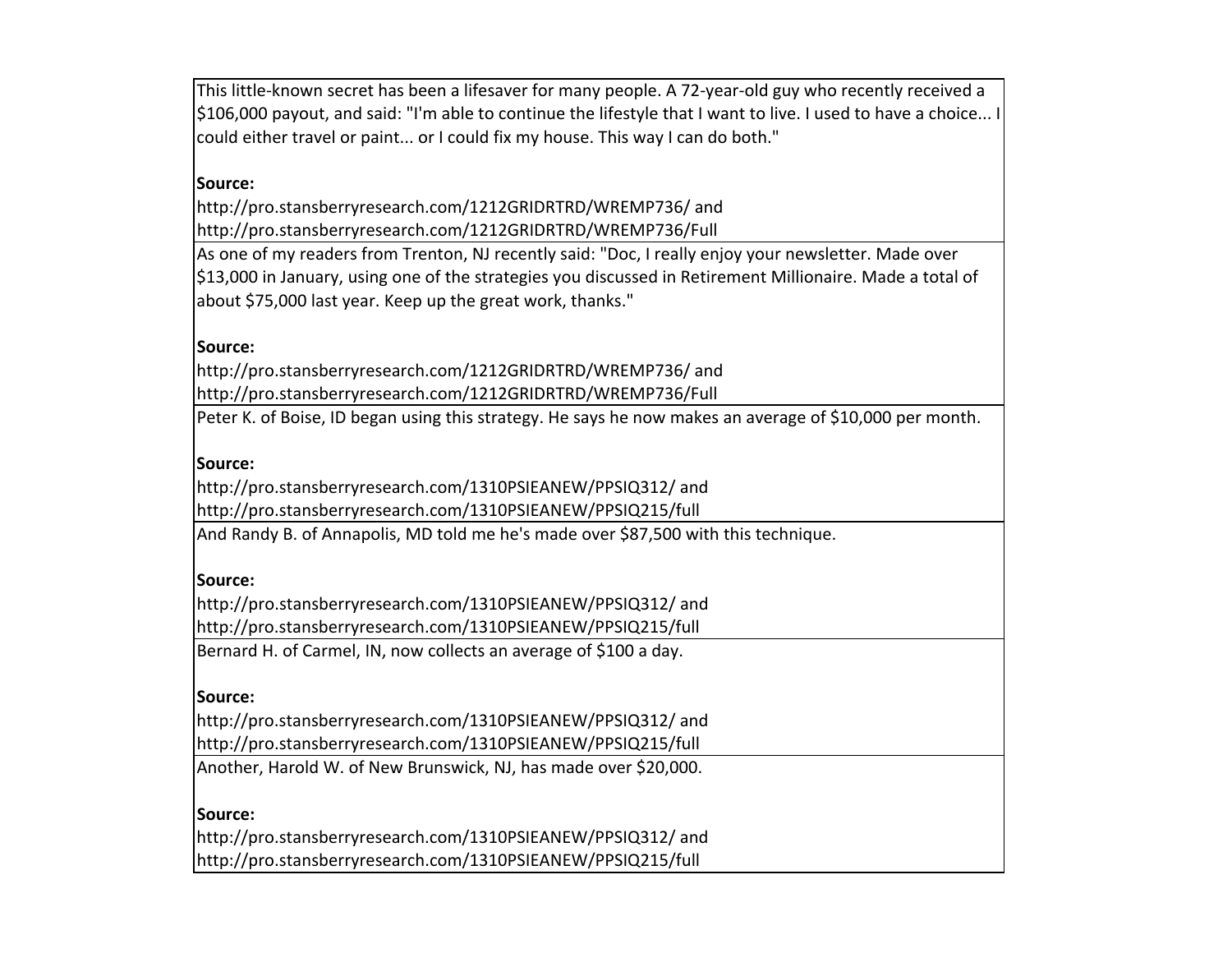| |
|---|
| This little-known secret has been a lifesaver for many people. A 72-year-old guy who recently received a $106,000 payout, and said: "I'm able to continue the lifestyle that I want to live. I used to have a choice... I could either travel or paint... or I could fix my house. This way I can do both."<br><br>**Source:**<br>http://pro.stansberryresearch.com/1212GRIDRTRD/WREMP736/ and<br>http://pro.stansberryresearch.com/1212GRIDRTRD/WREMP736/Full |
| As one of my readers from Trenton, NJ recently said: "Doc, I really enjoy your newsletter. Made over $13,000 in January, using one of the strategies you discussed in Retirement Millionaire. Made a total of about $75,000 last year. Keep up the great work, thanks."<br><br>**Source:**<br>http://pro.stansberryresearch.com/1212GRIDRTRD/WREMP736/ and<br>http://pro.stansberryresearch.com/1212GRIDRTRD/WREMP736/Full |
| Peter K. of Boise, ID began using this strategy. He says he now makes an average of $10,000 per month.<br><br>**Source:**<br>http://pro.stansberryresearch.com/1310PSIEANEW/PPSIQ312/ and<br>http://pro.stansberryresearch.com/1310PSIEANEW/PPSIQ215/full |
| And Randy B. of Annapolis, MD told me he's made over $87,500 with this technique.<br><br>**Source:**<br>http://pro.stansberryresearch.com/1310PSIEANEW/PPSIQ312/ and<br>http://pro.stansberryresearch.com/1310PSIEANEW/PPSIQ215/full |
| Bernard H. of Carmel, IN, now collects an average of $100 a day.<br><br>**Source:**<br>http://pro.stansberryresearch.com/1310PSIEANEW/PPSIQ312/ and<br>http://pro.stansberryresearch.com/1310PSIEANEW/PPSIQ215/full |
| Another, Harold W. of New Brunswick, NJ, has made over $20,000.<br><br>**Source:**<br>http://pro.stansberryresearch.com/1310PSIEANEW/PPSIQ312/ and<br>http://pro.stansberryresearch.com/1310PSIEANEW/PPSIQ215/full |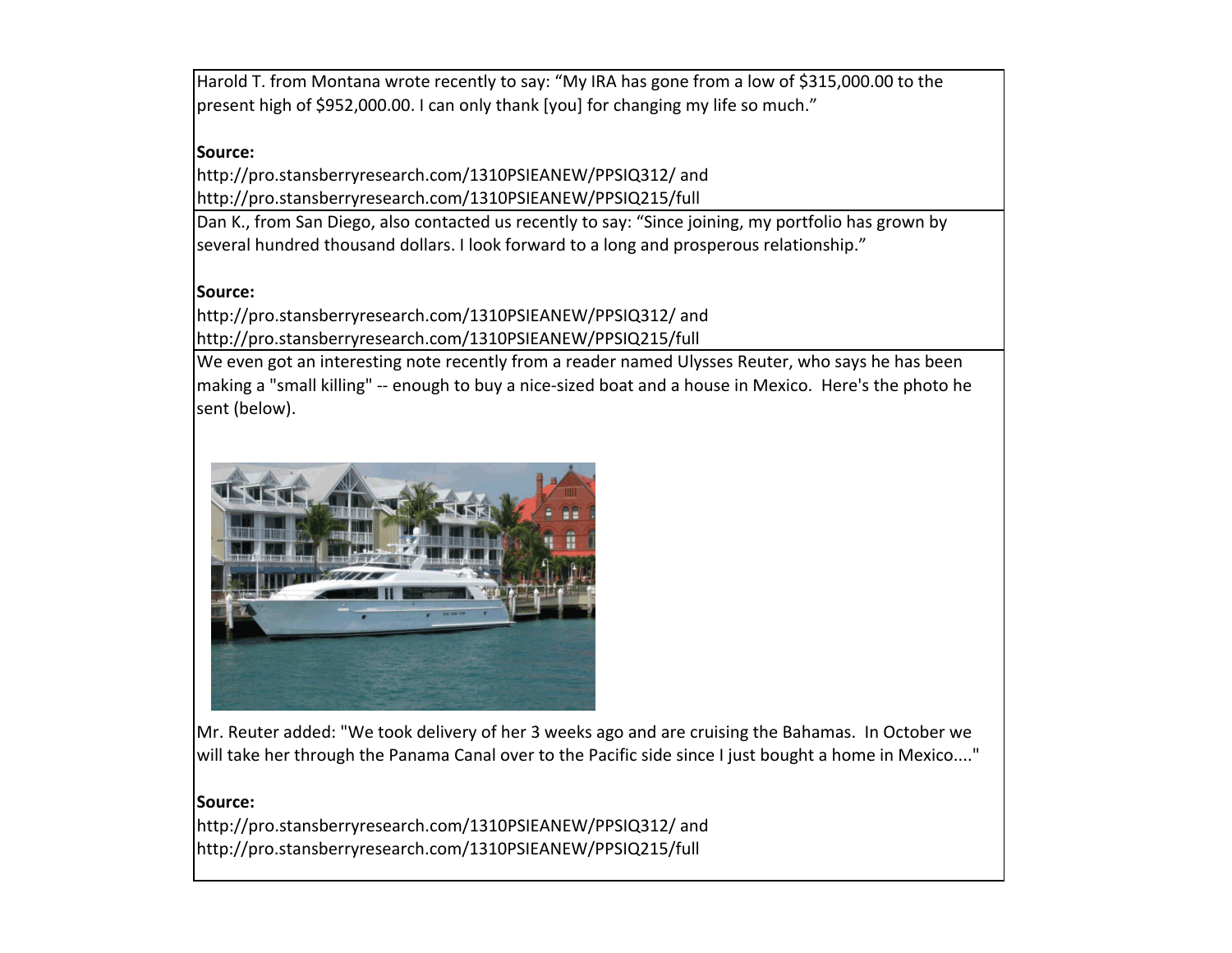Harold T. from Montana wrote recently to say: “My IRA has gone from a low of $315,000.00 to the present high of $952,000.00. I can only thank [you] for changing my life so much.”

**Source:**
http://pro.stansberryresearch.com/1310PSIEANEW/PPSIQ312/ and
http://pro.stansberryresearch.com/1310PSIEANEW/PPSIQ215/full

Dan K., from San Diego, also contacted us recently to say: “Since joining, my portfolio has grown by several hundred thousand dollars. I look forward to a long and prosperous relationship.”

**Source:**
http://pro.stansberryresearch.com/1310PSIEANEW/PPSIQ312/ and
http://pro.stansberryresearch.com/1310PSIEANEW/PPSIQ215/full

We even got an interesting note recently from a reader named Ulysses Reuter, who says he has been making a "small killing" -- enough to buy a nice-sized boat and a house in Mexico. Here's the photo he sent (below).

Mr. Reuter added: "We took delivery of her 3 weeks ago and are cruising the Bahamas. In October we will take her through the Panama Canal over to the Pacific side since I just bought a home in Mexico...."

**Source:**
http://pro.stansberryresearch.com/1310PSIEANEW/PPSIQ312/ and
http://pro.stansberryresearch.com/1310PSIEANEW/PPSIQ215/full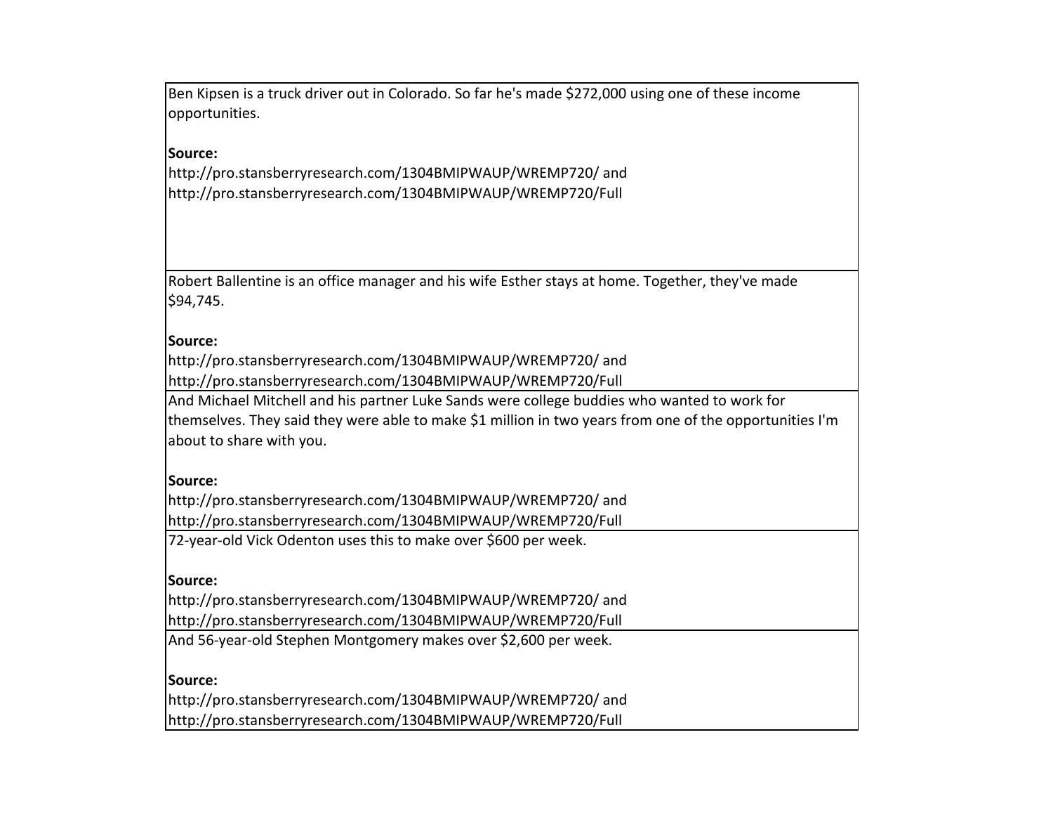| |
|---|
| Ben Kipsen is a truck driver out in Colorado. So far he's made $272,000 using one of these income opportunities.<br><br>**Source:**<br>http://pro.stansberryresearch.com/1304BMIPWAUP/WREMP720/ and<br>http://pro.stansberryresearch.com/1304BMIPWAUP/WREMP720/Full |
| Robert Ballentine is an office manager and his wife Esther stays at home. Together, they've made $94,745.<br><br>**Source:**<br>http://pro.stansberryresearch.com/1304BMIPWAUP/WREMP720/ and<br>http://pro.stansberryresearch.com/1304BMIPWAUP/WREMP720/Full |
| And Michael Mitchell and his partner Luke Sands were college buddies who wanted to work for themselves. They said they were able to make $1 million in two years from one of the opportunities I'm about to share with you.<br><br>**Source:**<br>http://pro.stansberryresearch.com/1304BMIPWAUP/WREMP720/ and<br>http://pro.stansberryresearch.com/1304BMIPWAUP/WREMP720/Full |
| 72-year-old Vick Odenton uses this to make over $600 per week.<br><br>**Source:**<br>http://pro.stansberryresearch.com/1304BMIPWAUP/WREMP720/ and<br>http://pro.stansberryresearch.com/1304BMIPWAUP/WREMP720/Full |
| And 56-year-old Stephen Montgomery makes over $2,600 per week.<br><br>**Source:**<br>http://pro.stansberryresearch.com/1304BMIPWAUP/WREMP720/ and<br>http://pro.stansberryresearch.com/1304BMIPWAUP/WREMP720/Full |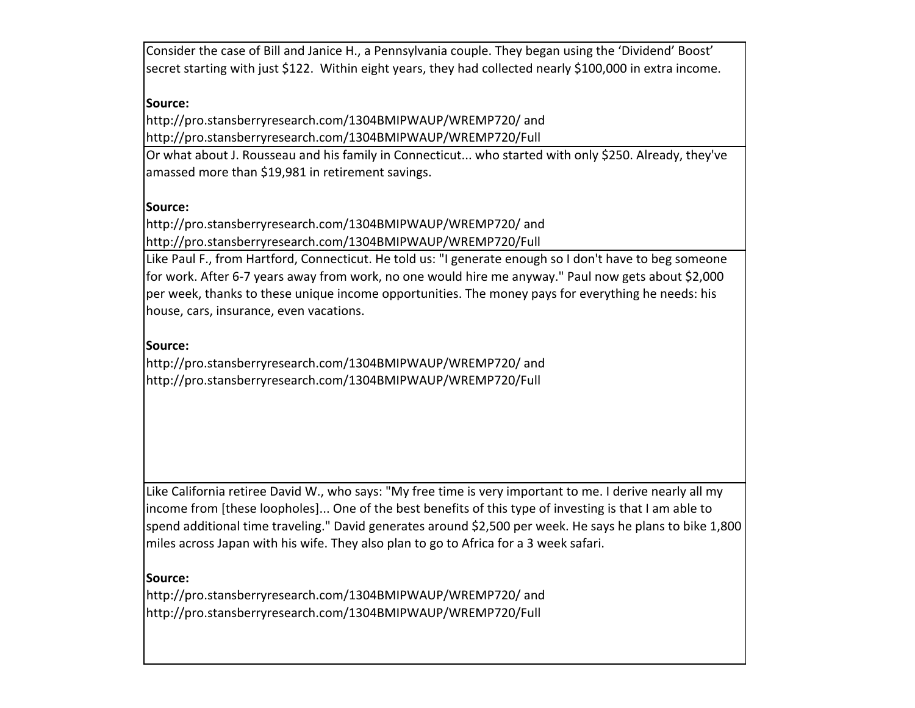| |
|---|
| Consider the case of Bill and Janice H., a Pennsylvania couple. They began using the 'Dividend' Boost' secret starting with just $122. Within eight years, they had collected nearly $100,000 in extra income.<br><br>**Source:**<br>http://pro.stansberryresearch.com/1304BMIPWAUP/WREMP720/ and<br>http://pro.stansberryresearch.com/1304BMIPWAUP/WREMP720/Full |
| Or what about J. Rousseau and his family in Connecticut... who started with only $250. Already, they've amassed more than $19,981 in retirement savings.<br><br>**Source:**<br>http://pro.stansberryresearch.com/1304BMIPWAUP/WREMP720/ and<br>http://pro.stansberryresearch.com/1304BMIPWAUP/WREMP720/Full |
| Like Paul F., from Hartford, Connecticut. He told us: "I generate enough so I don't have to beg someone for work. After 6-7 years away from work, no one would hire me anyway." Paul now gets about $2,000 per week, thanks to these unique income opportunities. The money pays for everything he needs: his house, cars, insurance, even vacations.<br><br>**Source:**<br>http://pro.stansberryresearch.com/1304BMIPWAUP/WREMP720/ and<br>http://pro.stansberryresearch.com/1304BMIPWAUP/WREMP720/Full |
| Like California retiree David W., who says: "My free time is very important to me. I derive nearly all my income from [these loopholes]... One of the best benefits of this type of investing is that I am able to spend additional time traveling." David generates around $2,500 per week. He says he plans to bike 1,800 miles across Japan with his wife. They also plan to go to Africa for a 3 week safari.<br><br>**Source:**<br>http://pro.stansberryresearch.com/1304BMIPWAUP/WREMP720/ and<br>http://pro.stansberryresearch.com/1304BMIPWAUP/WREMP720/Full |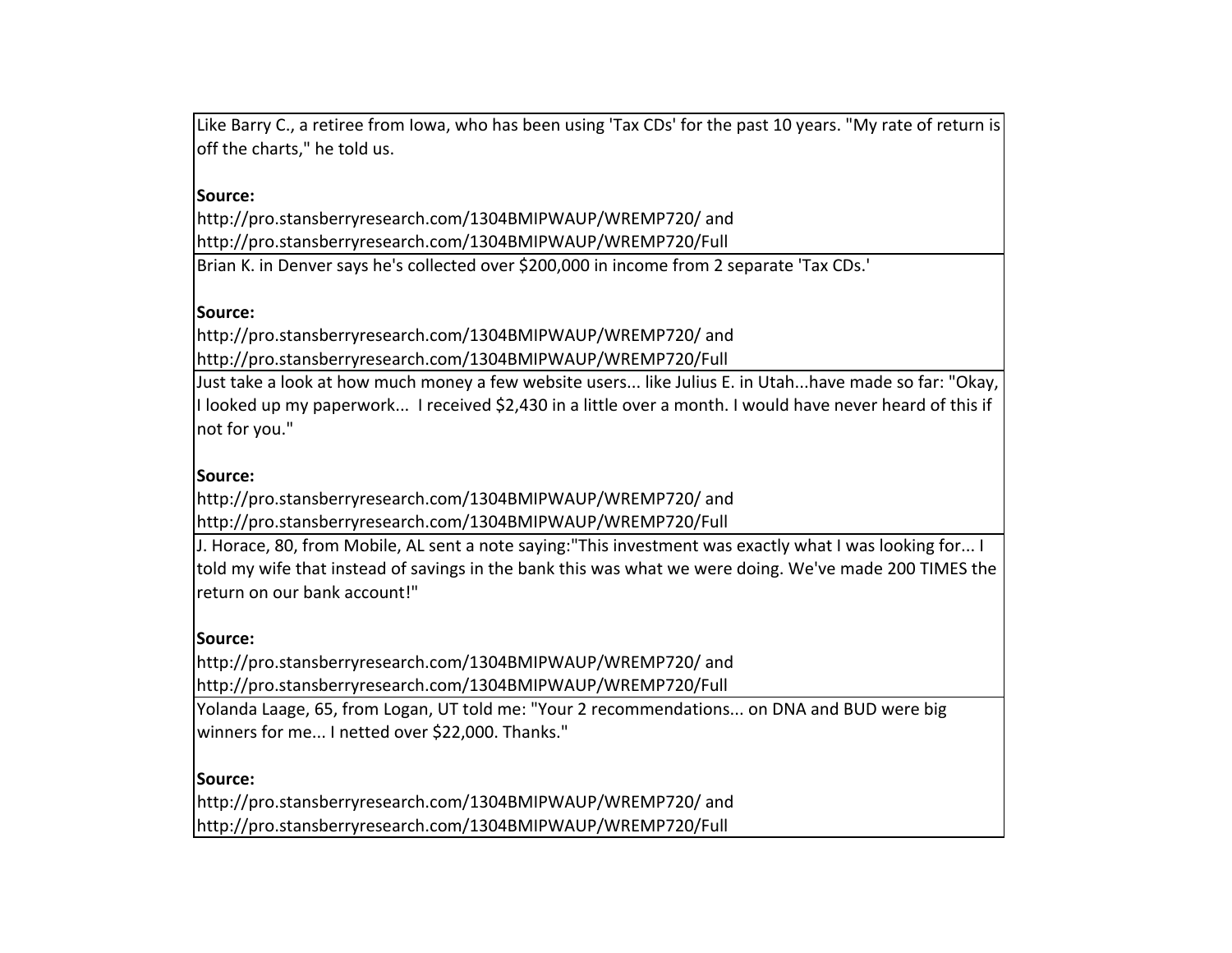| |
|---|
| Like Barry C., a retiree from Iowa, who has been using 'Tax CDs' for the past 10 years. "My rate of return is off the charts," he told us.<br><br>**Source:**<br>http://pro.stansberryresearch.com/1304BMIPWAUP/WREMP720/ and<br>http://pro.stansberryresearch.com/1304BMIPWAUP/WREMP720/Full |
| Brian K. in Denver says he's collected over $200,000 in income from 2 separate 'Tax CDs.'<br><br>**Source:**<br>http://pro.stansberryresearch.com/1304BMIPWAUP/WREMP720/ and<br>http://pro.stansberryresearch.com/1304BMIPWAUP/WREMP720/Full |
| Just take a look at how much money a few website users... like Julius E. in Utah...have made so far: "Okay, I looked up my paperwork... I received $2,430 in a little over a month. I would have never heard of this if not for you."<br><br>**Source:**<br>http://pro.stansberryresearch.com/1304BMIPWAUP/WREMP720/ and<br>http://pro.stansberryresearch.com/1304BMIPWAUP/WREMP720/Full |
| J. Horace, 80, from Mobile, AL sent a note saying:"This investment was exactly what I was looking for... I told my wife that instead of savings in the bank this was what we were doing. We've made 200 TIMES the return on our bank account!"<br><br>**Source:**<br>http://pro.stansberryresearch.com/1304BMIPWAUP/WREMP720/ and<br>http://pro.stansberryresearch.com/1304BMIPWAUP/WREMP720/Full |
| Yolanda Laage, 65, from Logan, UT told me: "Your 2 recommendations... on DNA and BUD were big winners for me... I netted over $22,000. Thanks."<br><br>**Source:**<br>http://pro.stansberryresearch.com/1304BMIPWAUP/WREMP720/ and<br>http://pro.stansberryresearch.com/1304BMIPWAUP/WREMP720/Full |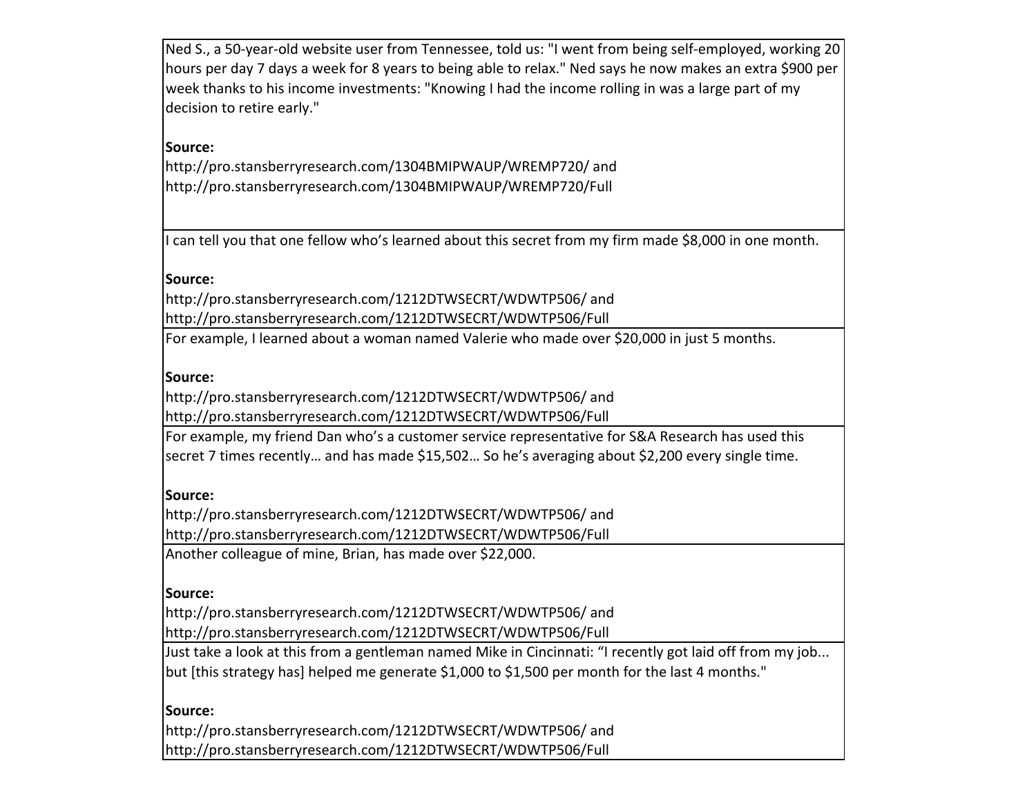| |
|---|
| Ned S., a 50-year-old website user from Tennessee, told us: "I went from being self-employed, working 20 hours per day 7 days a week for 8 years to being able to relax." Ned says he now makes an extra $900 per week thanks to his income investments: "Knowing I had the income rolling in was a large part of my decision to retire early."<br><br>**Source:**<br>http://pro.stansberryresearch.com/1304BMIPWAUP/WREMP720/ and<br>http://pro.stansberryresearch.com/1304BMIPWAUP/WREMP720/Full |
| I can tell you that one fellow who's learned about this secret from my firm made $8,000 in one month.<br><br>**Source:**<br>http://pro.stansberryresearch.com/1212DTWSECRT/WDWTP506/ and<br>http://pro.stansberryresearch.com/1212DTWSECRT/WDWTP506/Full |
| For example, I learned about a woman named Valerie who made over $20,000 in just 5 months.<br><br>**Source:**<br>http://pro.stansberryresearch.com/1212DTWSECRT/WDWTP506/ and<br>http://pro.stansberryresearch.com/1212DTWSECRT/WDWTP506/Full |
| For example, my friend Dan who's a customer service representative for S&A Research has used this secret 7 times recently… and has made $15,502… So he's averaging about $2,200 every single time.<br><br>**Source:**<br>http://pro.stansberryresearch.com/1212DTWSECRT/WDWTP506/ and<br>http://pro.stansberryresearch.com/1212DTWSECRT/WDWTP506/Full |
| Another colleague of mine, Brian, has made over $22,000.<br><br>**Source:**<br>http://pro.stansberryresearch.com/1212DTWSECRT/WDWTP506/ and<br>http://pro.stansberryresearch.com/1212DTWSECRT/WDWTP506/Full |
| Just take a look at this from a gentleman named Mike in Cincinnati: "I recently got laid off from my job... but [this strategy has] helped me generate $1,000 to $1,500 per month for the last 4 months."<br><br>**Source:**<br>http://pro.stansberryresearch.com/1212DTWSECRT/WDWTP506/ and<br>http://pro.stansberryresearch.com/1212DTWSECRT/WDWTP506/Full |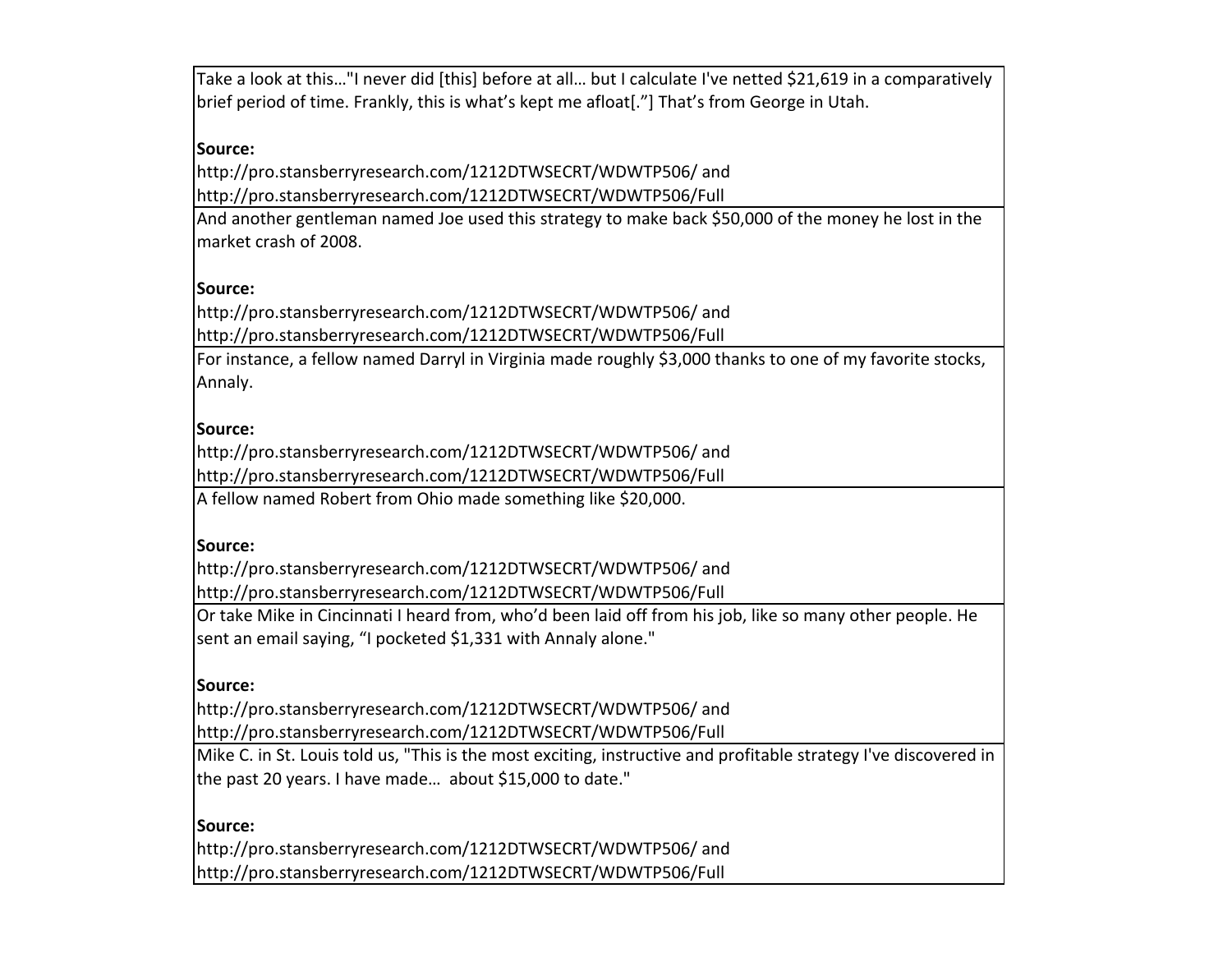| |
|---|
| Take a look at this…"I never did [this] before at all… but I calculate I've netted $21,619 in a comparatively brief period of time. Frankly, this is what's kept me afloat[."] That's from George in Utah.<br><br>**Source:**<br>http://pro.stansberryresearch.com/1212DTWSECRT/WDWTP506/ and<br>http://pro.stansberryresearch.com/1212DTWSECRT/WDWTP506/Full |
| And another gentleman named Joe used this strategy to make back $50,000 of the money he lost in the market crash of 2008.<br><br>**Source:**<br>http://pro.stansberryresearch.com/1212DTWSECRT/WDWTP506/ and<br>http://pro.stansberryresearch.com/1212DTWSECRT/WDWTP506/Full |
| For instance, a fellow named Darryl in Virginia made roughly $3,000 thanks to one of my favorite stocks, Annaly.<br><br>**Source:**<br>http://pro.stansberryresearch.com/1212DTWSECRT/WDWTP506/ and<br>http://pro.stansberryresearch.com/1212DTWSECRT/WDWTP506/Full |
| A fellow named Robert from Ohio made something like $20,000.<br><br>**Source:**<br>http://pro.stansberryresearch.com/1212DTWSECRT/WDWTP506/ and<br>http://pro.stansberryresearch.com/1212DTWSECRT/WDWTP506/Full |
| Or take Mike in Cincinnati I heard from, who'd been laid off from his job, like so many other people. He sent an email saying, "I pocketed $1,331 with Annaly alone."<br><br>**Source:**<br>http://pro.stansberryresearch.com/1212DTWSECRT/WDWTP506/ and<br>http://pro.stansberryresearch.com/1212DTWSECRT/WDWTP506/Full |
| Mike C. in St. Louis told us, "This is the most exciting, instructive and profitable strategy I've discovered in the past 20 years. I have made… about $15,000 to date."<br><br>**Source:**<br>http://pro.stansberryresearch.com/1212DTWSECRT/WDWTP506/ and<br>http://pro.stansberryresearch.com/1212DTWSECRT/WDWTP506/Full |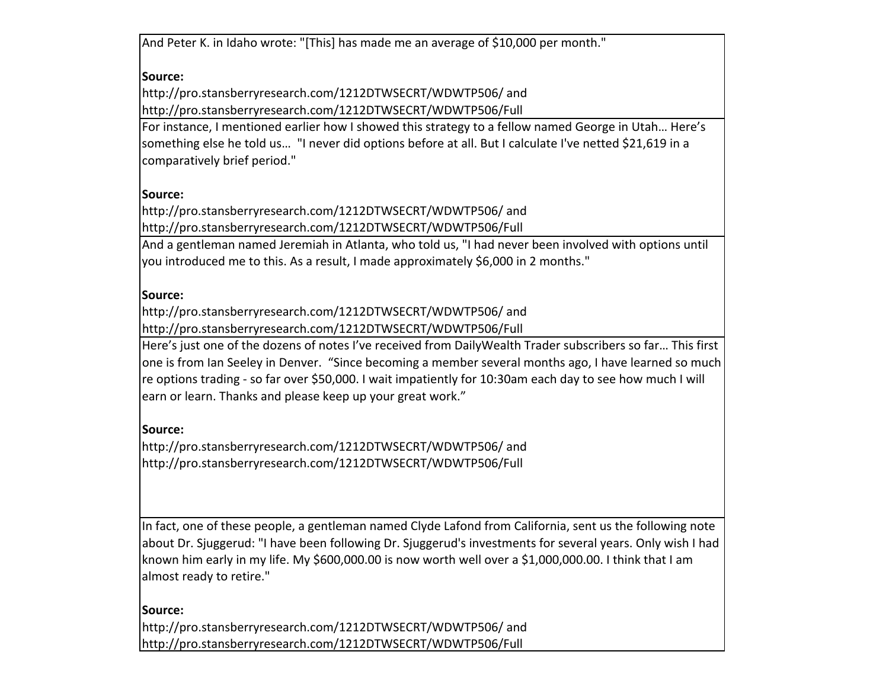| |
|---|
| And Peter K. in Idaho wrote: "[This] has made me an average of $10,000 per month."<br><br>**Source:**<br>http://pro.stansberryresearch.com/1212DTWSECRT/WDWTP506/ and<br>http://pro.stansberryresearch.com/1212DTWSECRT/WDWTP506/Full |
| For instance, I mentioned earlier how I showed this strategy to a fellow named George in Utah… Here's something else he told us… "I never did options before at all. But I calculate I've netted $21,619 in a comparatively brief period."<br><br>**Source:**<br>http://pro.stansberryresearch.com/1212DTWSECRT/WDWTP506/ and<br>http://pro.stansberryresearch.com/1212DTWSECRT/WDWTP506/Full |
| And a gentleman named Jeremiah in Atlanta, who told us, "I had never been involved with options until you introduced me to this. As a result, I made approximately $6,000 in 2 months."<br><br>**Source:**<br>http://pro.stansberryresearch.com/1212DTWSECRT/WDWTP506/ and<br>http://pro.stansberryresearch.com/1212DTWSECRT/WDWTP506/Full |
| Here's just one of the dozens of notes I've received from DailyWealth Trader subscribers so far… This first one is from Ian Seeley in Denver. "Since becoming a member several months ago, I have learned so much re options trading - so far over $50,000. I wait impatiently for 10:30am each day to see how much I will earn or learn. Thanks and please keep up your great work."<br><br>**Source:**<br>http://pro.stansberryresearch.com/1212DTWSECRT/WDWTP506/ and<br>http://pro.stansberryresearch.com/1212DTWSECRT/WDWTP506/Full |
| In fact, one of these people, a gentleman named Clyde Lafond from California, sent us the following note about Dr. Sjuggerud: "I have been following Dr. Sjuggerud's investments for several years. Only wish I had known him early in my life. My $600,000.00 is now worth well over a $1,000,000.00. I think that I am almost ready to retire."<br><br>**Source:**<br>http://pro.stansberryresearch.com/1212DTWSECRT/WDWTP506/ and<br>http://pro.stansberryresearch.com/1212DTWSECRT/WDWTP506/Full |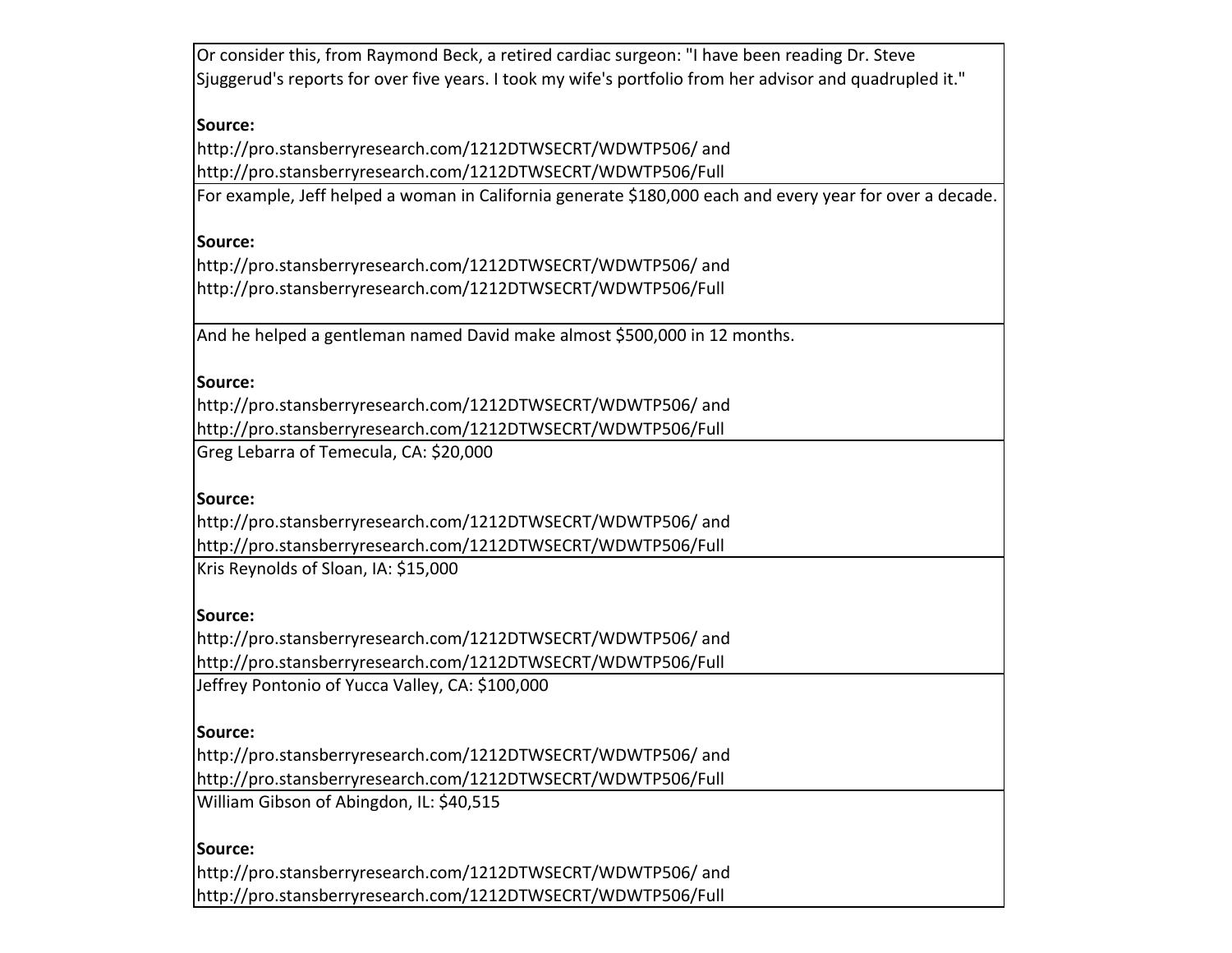| |
|---|
| Or consider this, from Raymond Beck, a retired cardiac surgeon: "I have been reading Dr. Steve Sjuggerud's reports for over five years. I took my wife's portfolio from her advisor and quadrupled it."<br><br>**Source:**<br>http://pro.stansberryresearch.com/1212DTWSECRT/WDWTP506/ and<br>http://pro.stansberryresearch.com/1212DTWSECRT/WDWTP506/Full |
| For example, Jeff helped a woman in California generate $180,000 each and every year for over a decade.<br><br>**Source:**<br>http://pro.stansberryresearch.com/1212DTWSECRT/WDWTP506/ and<br>http://pro.stansberryresearch.com/1212DTWSECRT/WDWTP506/Full |
| And he helped a gentleman named David make almost $500,000 in 12 months.<br><br>**Source:**<br>http://pro.stansberryresearch.com/1212DTWSECRT/WDWTP506/ and<br>http://pro.stansberryresearch.com/1212DTWSECRT/WDWTP506/Full |
| Greg Lebarra of Temecula, CA: $20,000<br><br>**Source:**<br>http://pro.stansberryresearch.com/1212DTWSECRT/WDWTP506/ and<br>http://pro.stansberryresearch.com/1212DTWSECRT/WDWTP506/Full |
| Kris Reynolds of Sloan, IA: $15,000<br><br>**Source:**<br>http://pro.stansberryresearch.com/1212DTWSECRT/WDWTP506/ and<br>http://pro.stansberryresearch.com/1212DTWSECRT/WDWTP506/Full |
| Jeffrey Pontonio of Yucca Valley, CA: $100,000<br><br>**Source:**<br>http://pro.stansberryresearch.com/1212DTWSECRT/WDWTP506/ and<br>http://pro.stansberryresearch.com/1212DTWSECRT/WDWTP506/Full |
| William Gibson of Abingdon, IL: $40,515<br><br>**Source:**<br>http://pro.stansberryresearch.com/1212DTWSECRT/WDWTP506/ and<br>http://pro.stansberryresearch.com/1212DTWSECRT/WDWTP506/Full |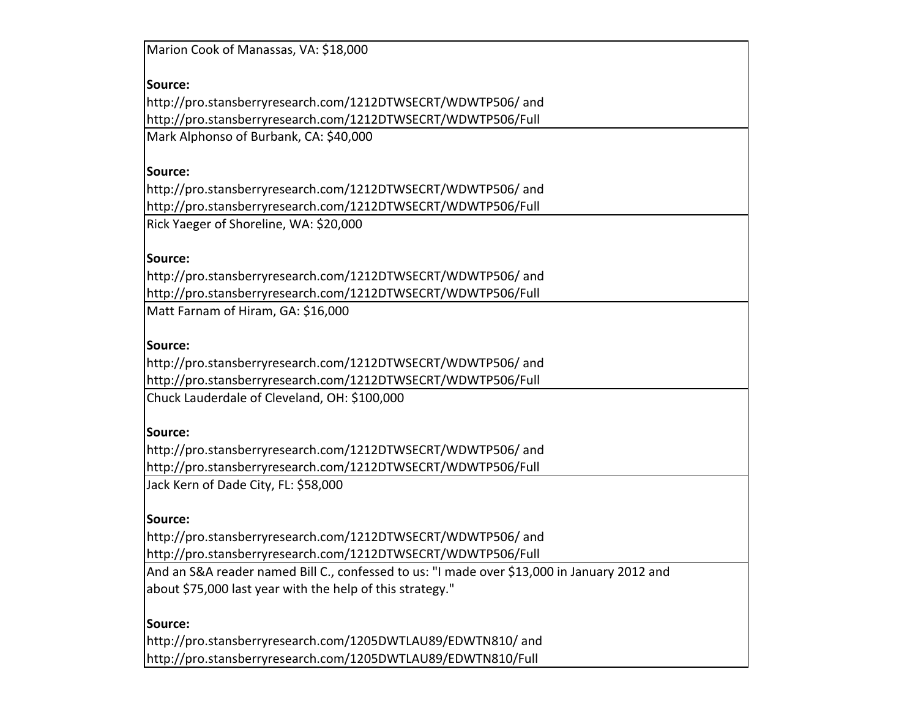| |
|---|
| Marion Cook of Manassas, VA: $18,000<br><br>**Source:**<br>http://pro.stansberryresearch.com/1212DTWSECRT/WDWTP506/ and<br>http://pro.stansberryresearch.com/1212DTWSECRT/WDWTP506/Full |
| Mark Alphonso of Burbank, CA: $40,000<br><br>**Source:**<br>http://pro.stansberryresearch.com/1212DTWSECRT/WDWTP506/ and<br>http://pro.stansberryresearch.com/1212DTWSECRT/WDWTP506/Full |
| Rick Yaeger of Shoreline, WA: $20,000<br><br>**Source:**<br>http://pro.stansberryresearch.com/1212DTWSECRT/WDWTP506/ and<br>http://pro.stansberryresearch.com/1212DTWSECRT/WDWTP506/Full |
| Matt Farnam of Hiram, GA: $16,000<br><br>**Source:**<br>http://pro.stansberryresearch.com/1212DTWSECRT/WDWTP506/ and<br>http://pro.stansberryresearch.com/1212DTWSECRT/WDWTP506/Full |
| Chuck Lauderdale of Cleveland, OH: $100,000<br><br>**Source:**<br>http://pro.stansberryresearch.com/1212DTWSECRT/WDWTP506/ and<br>http://pro.stansberryresearch.com/1212DTWSECRT/WDWTP506/Full |
| Jack Kern of Dade City, FL: $58,000<br><br>**Source:**<br>http://pro.stansberryresearch.com/1212DTWSECRT/WDWTP506/ and<br>http://pro.stansberryresearch.com/1212DTWSECRT/WDWTP506/Full |
| And an S&A reader named Bill C., confessed to us: "I made over $13,000 in January 2012 and about $75,000 last year with the help of this strategy."<br><br>**Source:**<br>http://pro.stansberryresearch.com/1205DWTLAU89/EDWTN810/ and<br>http://pro.stansberryresearch.com/1205DWTLAU89/EDWTN810/Full |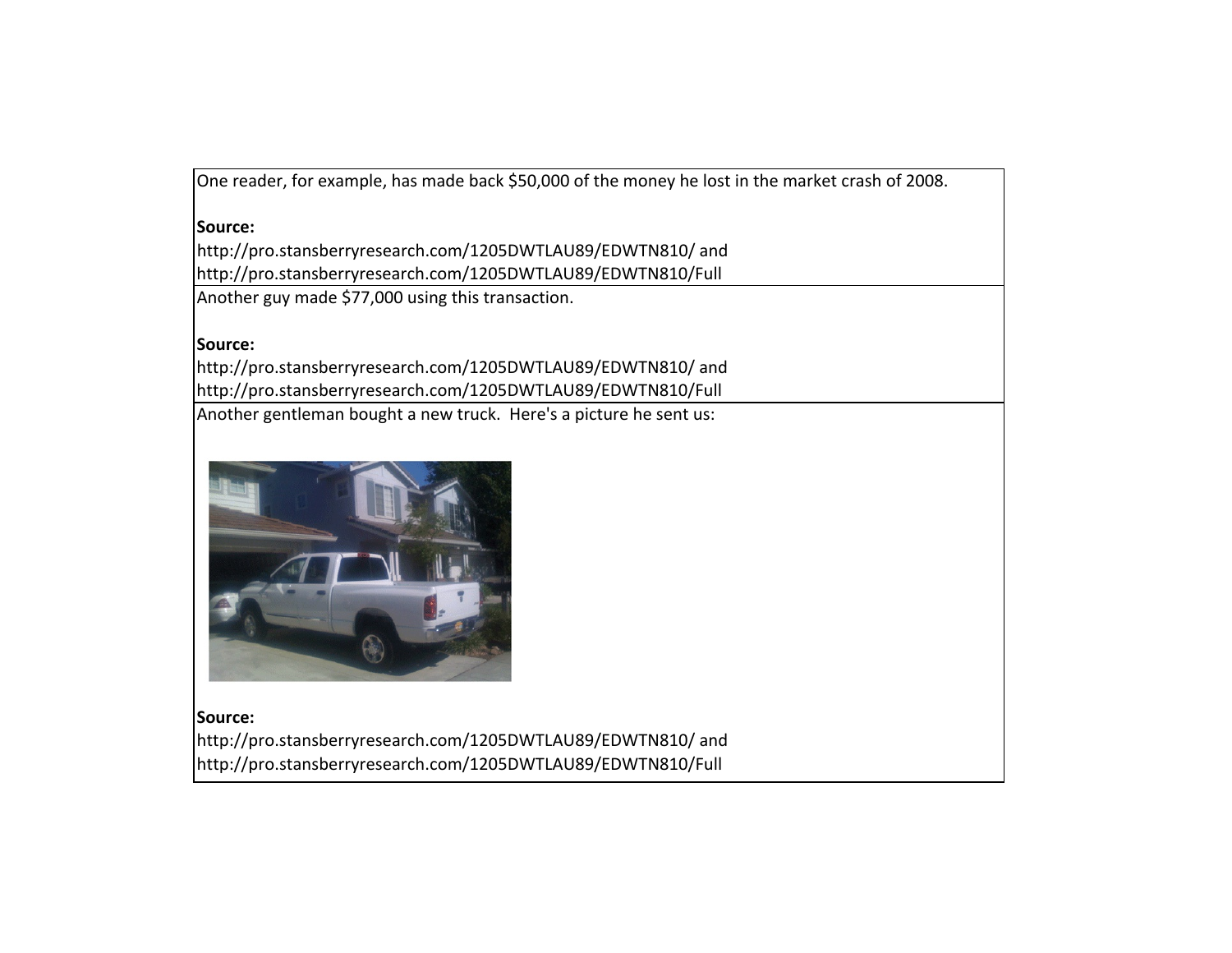| |
|---|
| One reader, for example, has made back $50,000 of the money he lost in the market crash of 2008.<br><br>**Source:**<br>http://pro.stansberryresearch.com/1205DWTLAU89/EDWTN810/ and<br>http://pro.stansberryresearch.com/1205DWTLAU89/EDWTN810/Full |
| Another guy made $77,000 using this transaction.<br><br>**Source:**<br>http://pro.stansberryresearch.com/1205DWTLAU89/EDWTN810/ and<br>http://pro.stansberryresearch.com/1205DWTLAU89/EDWTN810/Full |
| Another gentleman bought a new truck. Here's a picture he sent us:<br><br>**Source:**<br>http://pro.stansberryresearch.com/1205DWTLAU89/EDWTN810/ and<br>http://pro.stansberryresearch.com/1205DWTLAU89/EDWTN810/Full |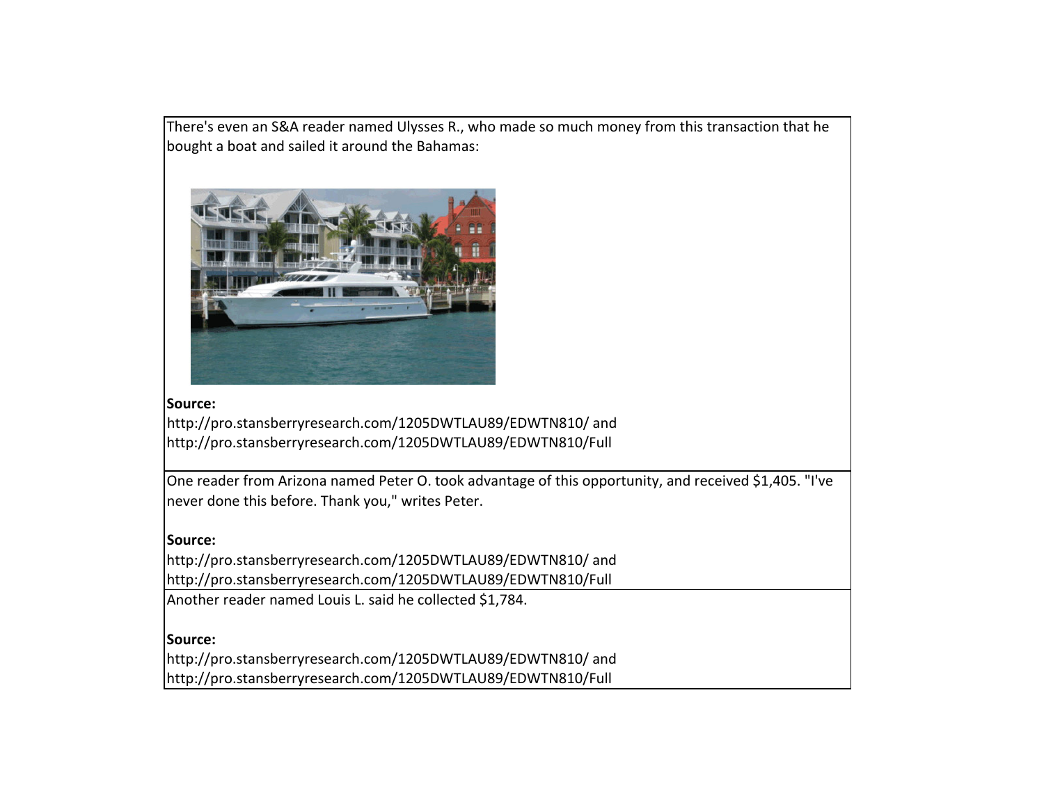There's even an S&A reader named Ulysses R., who made so much money from this transaction that he bought a boat and sailed it around the Bahamas:

**Source:**
http://pro.stansberryresearch.com/1205DWTLAU89/EDWTN810/ and
http://pro.stansberryresearch.com/1205DWTLAU89/EDWTN810/Full

One reader from Arizona named Peter O. took advantage of this opportunity, and received $1,405. "I've never done this before. Thank you," writes Peter.

**Source:**
http://pro.stansberryresearch.com/1205DWTLAU89/EDWTN810/ and
http://pro.stansberryresearch.com/1205DWTLAU89/EDWTN810/Full

Another reader named Louis L. said he collected $1,784.

**Source:**
http://pro.stansberryresearch.com/1205DWTLAU89/EDWTN810/ and
http://pro.stansberryresearch.com/1205DWTLAU89/EDWTN810/Full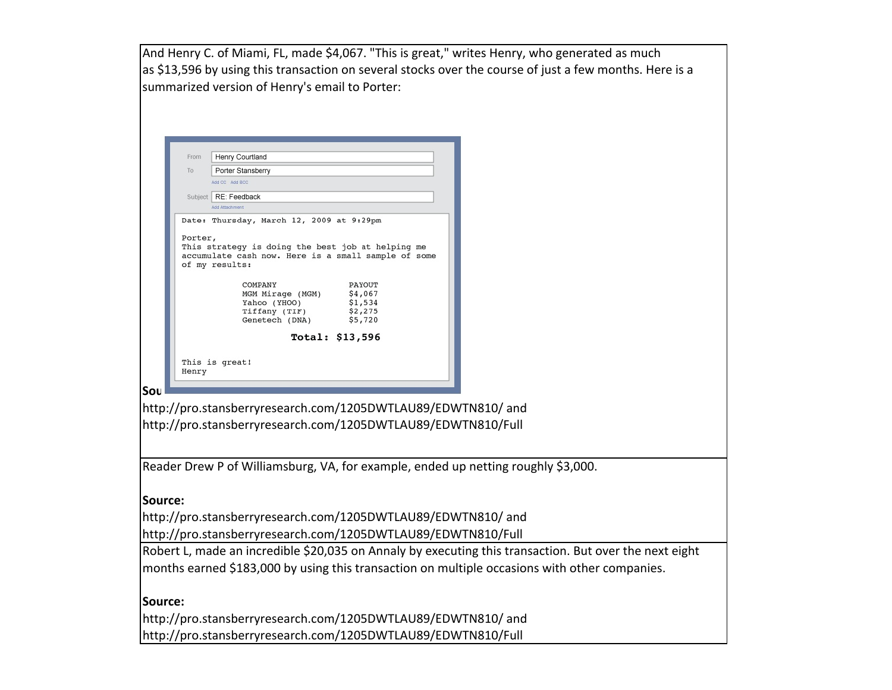And Henry C. of Miami, FL, made $4,067. "This is great," writes Henry, who generated as much as $13,596 by using this transaction on several stocks over the course of just a few months. Here is a summarized version of Henry's email to Porter:

From: Henry Courtland

To: Porter Stansberry

Add CC Add BCC

Subject: RE: Feedback

Add Attachment

Date: Thursday, March 12, 2009 at 9:29pm

Porter,
This strategy is doing the best job at helping me accumulate cash now. Here is a small sample of some of my results:

| COMPANY | PAYOUT |
|---|---|
| MGM Mirage (MGM) | $4,067 |
| Yahoo (YHOO) | $1,534 |
| Tiffany (TIF) | $2,275 |
| Genetech (DNA) | $5,720 |

**Total: $13,596**

This is great!
Henry

**Sou**

http://pro.stansberryresearch.com/1205DWTLAU89/EDWTN810/ and
http://pro.stansberryresearch.com/1205DWTLAU89/EDWTN810/Full

Reader Drew P of Williamsburg, VA, for example, ended up netting roughly $3,000.

**Source:**
http://pro.stansberryresearch.com/1205DWTLAU89/EDWTN810/ and
http://pro.stansberryresearch.com/1205DWTLAU89/EDWTN810/Full

Robert L, made an incredible $20,035 on Annaly by executing this transaction. But over the next eight months earned $183,000 by using this transaction on multiple occasions with other companies.

**Source:**
http://pro.stansberryresearch.com/1205DWTLAU89/EDWTN810/ and
http://pro.stansberryresearch.com/1205DWTLAU89/EDWTN810/Full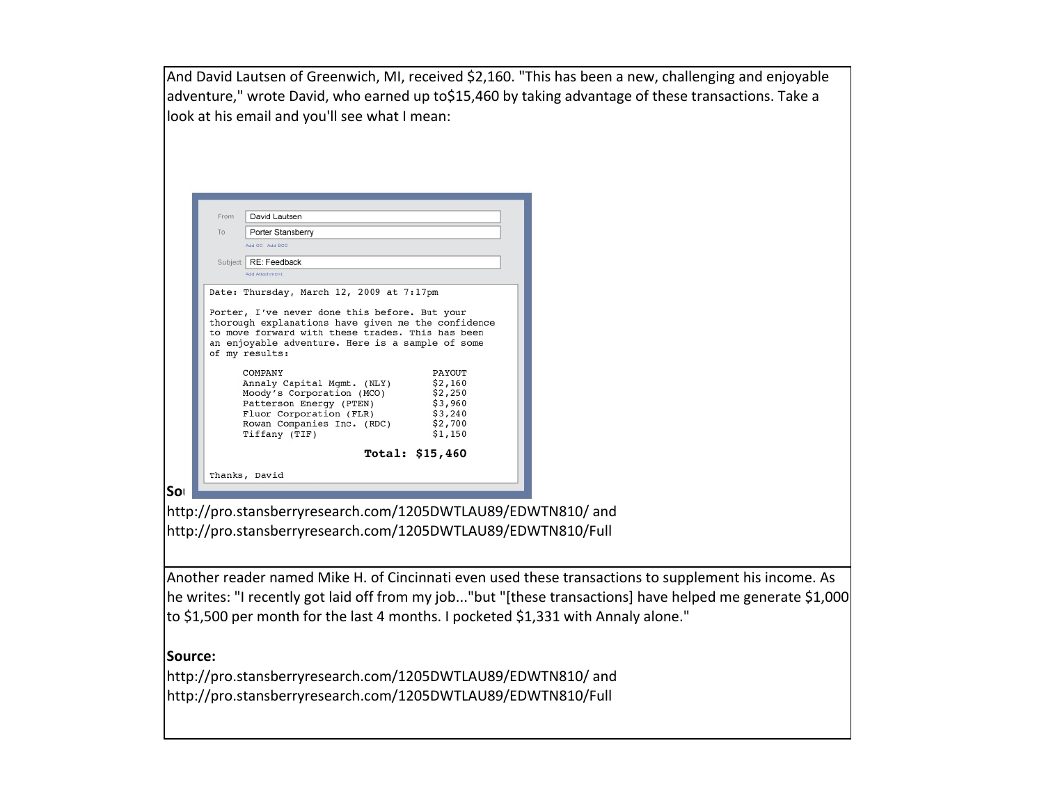And David Lautsen of Greenwich, MI, received $2,160. "This has been a new, challenging and enjoyable adventure," wrote David, who earned up to$15,460 by taking advantage of these transactions. Take a look at his email and you'll see what I mean:

From: David Lautsen
To: Porter Stansberry
Subject: RE: Feedback

Date: Thursday, March 12, 2009 at 7:17pm

Porter, I've never done this before. But your thorough explanations have given me the confidence to move forward with these trades. This has been an enjoyable adventure. Here is a sample of some of my results:

| COMPANY | PAYOUT |
|---|---|
| Annaly Capital Mgmt. (NLY) | $2,160 |
| Moody's Corporation (MCO) | $2,250 |
| Patterson Energy (PTEN) | $3,960 |
| Fluor Corporation (FLR) | $3,240 |
| Rowan Companies Inc. (RDC) | $2,700 |
| Tiffany (TIF) | $1,150 |
| **Total:** | **$15,460** |

Thanks, David

**Source:**
http://pro.stansberryresearch.com/1205DWTLAU89/EDWTN810/ and
http://pro.stansberryresearch.com/1205DWTLAU89/EDWTN810/Full

Another reader named Mike H. of Cincinnati even used these transactions to supplement his income. As he writes: "I recently got laid off from my job..."but "[these transactions] have helped me generate $1,000 to $1,500 per month for the last 4 months. I pocketed $1,331 with Annaly alone."

**Source:**
http://pro.stansberryresearch.com/1205DWTLAU89/EDWTN810/ and
http://pro.stansberryresearch.com/1205DWTLAU89/EDWTN810/Full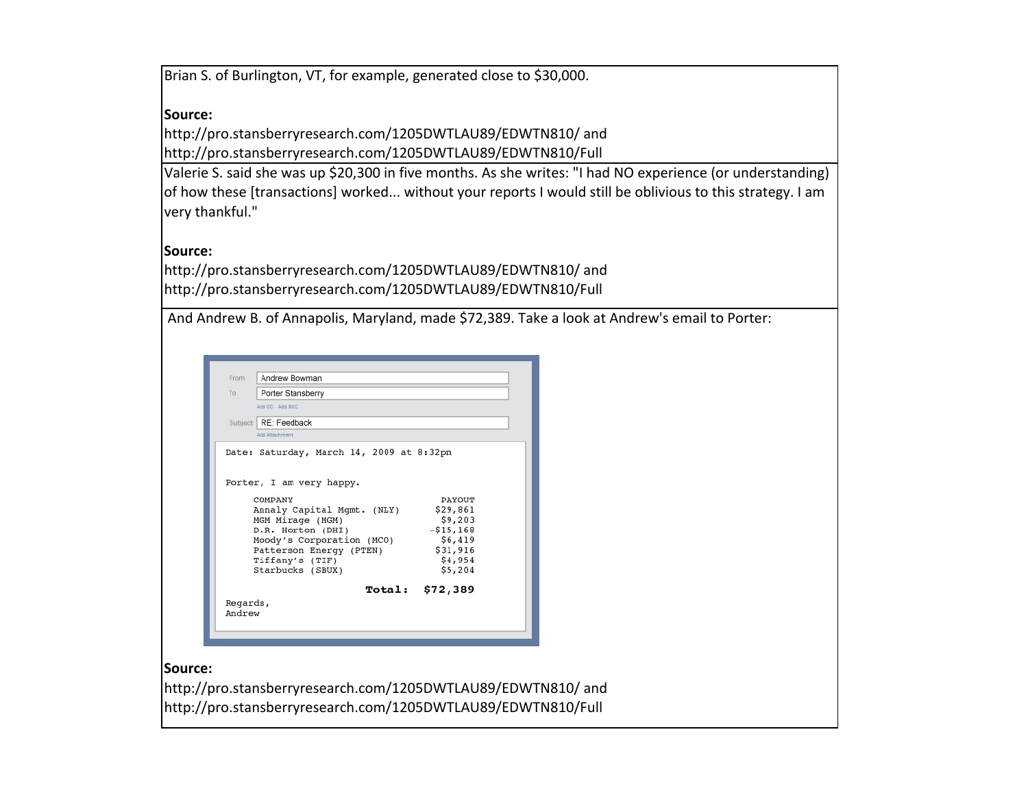Brian S. of Burlington, VT, for example, generated close to $30,000.

**Source:**
http://pro.stansberryresearch.com/1205DWTLAU89/EDWTN810/ and
http://pro.stansberryresearch.com/1205DWTLAU89/EDWTN810/Full

Valerie S. said she was up $20,300 in five months. As she writes: "I had NO experience (or understanding) of how these [transactions] worked... without your reports I would still be oblivious to this strategy. I am very thankful."

**Source:**
http://pro.stansberryresearch.com/1205DWTLAU89/EDWTN810/ and
http://pro.stansberryresearch.com/1205DWTLAU89/EDWTN810/Full

And Andrew B. of Annapolis, Maryland, made $72,389. Take a look at Andrew's email to Porter:

From: Andrew Bowman
To: Porter Stansberry
Add CC Add BCC
Subject: RE: Feedback
Add Attachment

Date: Saturday, March 14, 2009 at 8:32pm

Porter, I am very happy.

| COMPANY | PAYOUT |
|---|---|
| Annaly Capital Mgmt. (NLY) | $29,861 |
| MGM Mirage (MGM) | $9,203 |
| D.R. Horton (DHI) | –$15,168 |
| Moody's Corporation (MCO) | $6,419 |
| Patterson Energy (PTEN) | $31,916 |
| Tiffany's (TIF) | $4,954 |
| Starbucks (SBUX) | $5,204 |
| **Total:** | **$72,389** |

Regards,
Andrew

**Source:**
http://pro.stansberryresearch.com/1205DWTLAU89/EDWTN810/ and
http://pro.stansberryresearch.com/1205DWTLAU89/EDWTN810/Full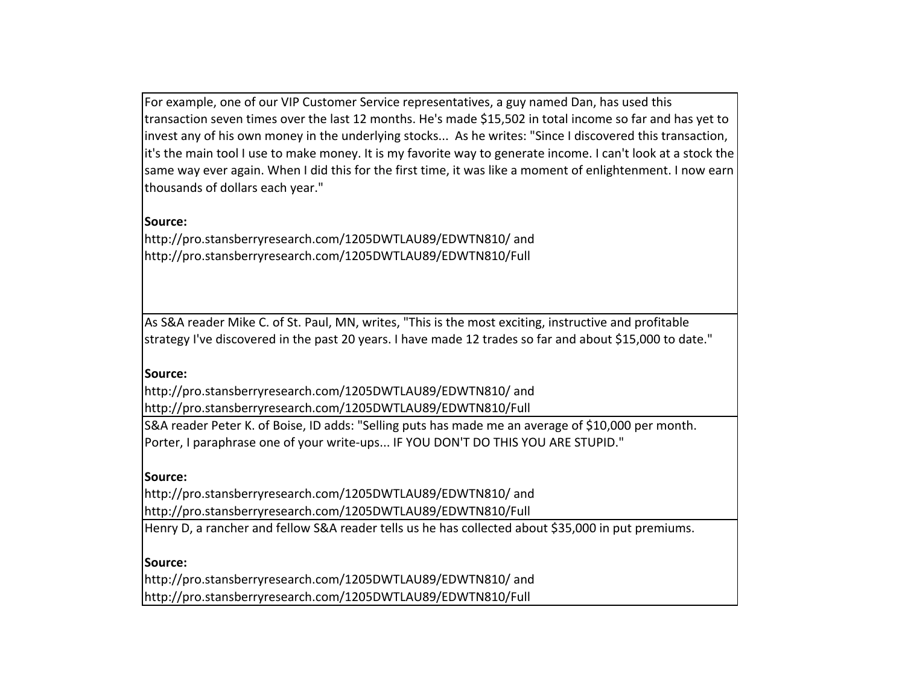| |
|---|
| For example, one of our VIP Customer Service representatives, a guy named Dan, has used this transaction seven times over the last 12 months. He's made $15,502 in total income so far and has yet to invest any of his own money in the underlying stocks... As he writes: "Since I discovered this transaction, it's the main tool I use to make money. It is my favorite way to generate income. I can't look at a stock the same way ever again. When I did this for the first time, it was like a moment of enlightenment. I now earn thousands of dollars each year."<br><br>**Source:**<br>http://pro.stansberryresearch.com/1205DWTLAU89/EDWTN810/ and<br>http://pro.stansberryresearch.com/1205DWTLAU89/EDWTN810/Full |
| As S&A reader Mike C. of St. Paul, MN, writes, "This is the most exciting, instructive and profitable strategy I've discovered in the past 20 years. I have made 12 trades so far and about $15,000 to date."<br><br>**Source:**<br>http://pro.stansberryresearch.com/1205DWTLAU89/EDWTN810/ and<br>http://pro.stansberryresearch.com/1205DWTLAU89/EDWTN810/Full |
| S&A reader Peter K. of Boise, ID adds: "Selling puts has made me an average of $10,000 per month. Porter, I paraphrase one of your write-ups... IF YOU DON'T DO THIS YOU ARE STUPID."<br><br>**Source:**<br>http://pro.stansberryresearch.com/1205DWTLAU89/EDWTN810/ and<br>http://pro.stansberryresearch.com/1205DWTLAU89/EDWTN810/Full |
| Henry D, a rancher and fellow S&A reader tells us he has collected about $35,000 in put premiums.<br><br>**Source:**<br>http://pro.stansberryresearch.com/1205DWTLAU89/EDWTN810/ and<br>http://pro.stansberryresearch.com/1205DWTLAU89/EDWTN810/Full |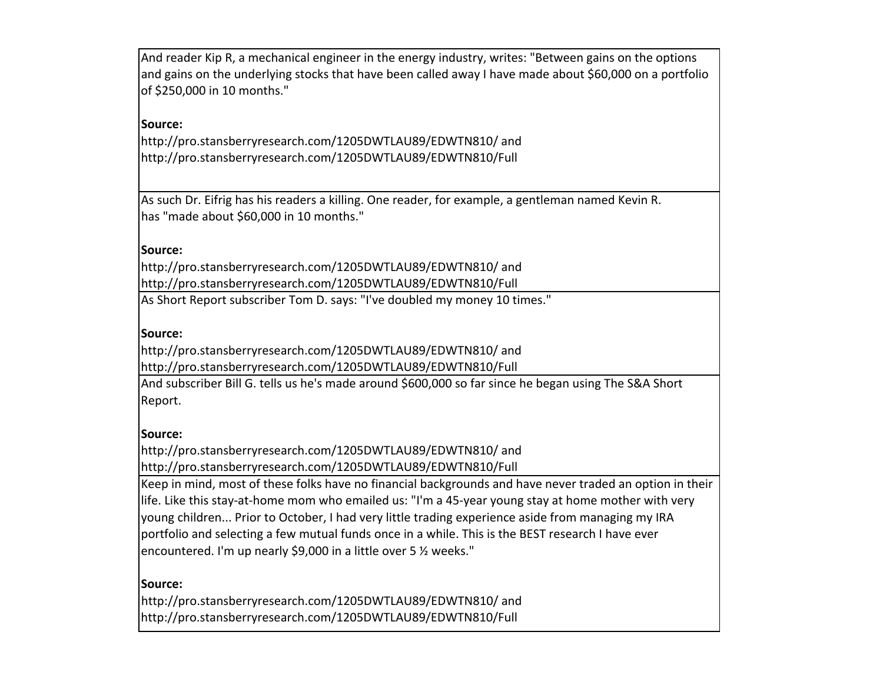| |
|---|
| And reader Kip R, a mechanical engineer in the energy industry, writes: "Between gains on the options and gains on the underlying stocks that have been called away I have made about $60,000 on a portfolio of $250,000 in 10 months."<br><br>**Source:**<br>http://pro.stansberryresearch.com/1205DWTLAU89/EDWTN810/ and<br>http://pro.stansberryresearch.com/1205DWTLAU89/EDWTN810/Full |
| As such Dr. Eifrig has his readers a killing. One reader, for example, a gentleman named Kevin R. has "made about $60,000 in 10 months."<br><br>**Source:**<br>http://pro.stansberryresearch.com/1205DWTLAU89/EDWTN810/ and<br>http://pro.stansberryresearch.com/1205DWTLAU89/EDWTN810/Full |
| As Short Report subscriber Tom D. says: "I've doubled my money 10 times."<br><br>**Source:**<br>http://pro.stansberryresearch.com/1205DWTLAU89/EDWTN810/ and<br>http://pro.stansberryresearch.com/1205DWTLAU89/EDWTN810/Full |
| And subscriber Bill G. tells us he's made around $600,000 so far since he began using The S&A Short Report.<br><br>**Source:**<br>http://pro.stansberryresearch.com/1205DWTLAU89/EDWTN810/ and<br>http://pro.stansberryresearch.com/1205DWTLAU89/EDWTN810/Full |
| Keep in mind, most of these folks have no financial backgrounds and have never traded an option in their life. Like this stay-at-home mom who emailed us: "I'm a 45-year young stay at home mother with very young children... Prior to October, I had very little trading experience aside from managing my IRA portfolio and selecting a few mutual funds once in a while. This is the BEST research I have ever encountered. I'm up nearly $9,000 in a little over 5 ½ weeks."<br><br>**Source:**<br>http://pro.stansberryresearch.com/1205DWTLAU89/EDWTN810/ and<br>http://pro.stansberryresearch.com/1205DWTLAU89/EDWTN810/Full |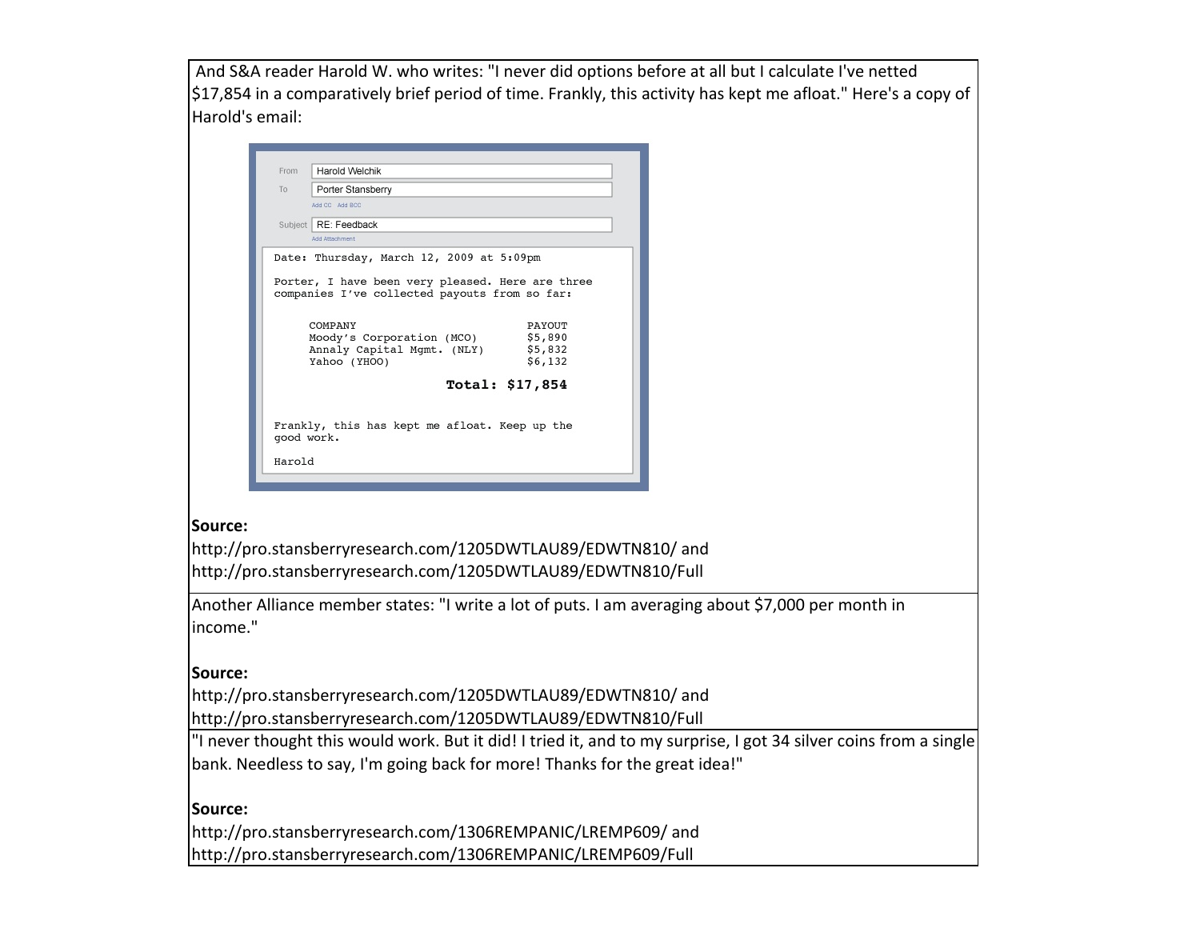And S&A reader Harold W. who writes: "I never did options before at all but I calculate I've netted $17,854 in a comparatively brief period of time. Frankly, this activity has kept me afloat." Here's a copy of Harold's email:

From: Harold Welchik
To: Porter Stansberry
Add CC Add BCC
Subject: RE: Feedback
Add Attachment

```
Date: Thursday, March 12, 2009 at 5:09pm

Porter, I have been very pleased. Here are three
companies I've collected payouts from so far:

     COMPANY                          PAYOUT
     Moody's Corporation (MCO)        $5,890
     Annaly Capital Mgmt. (NLY)       $5,832
     Yahoo (YHOO)                     $6,132

                         Total: $17,854

Frankly, this has kept me afloat. Keep up the
good work.

Harold
```

**Source:**
http://pro.stansberryresearch.com/1205DWTLAU89/EDWTN810/ and
http://pro.stansberryresearch.com/1205DWTLAU89/EDWTN810/Full

Another Alliance member states: "I write a lot of puts. I am averaging about $7,000 per month in income."

**Source:**
http://pro.stansberryresearch.com/1205DWTLAU89/EDWTN810/ and
http://pro.stansberryresearch.com/1205DWTLAU89/EDWTN810/Full

"I never thought this would work. But it did! I tried it, and to my surprise, I got 34 silver coins from a single bank. Needless to say, I'm going back for more! Thanks for the great idea!"

**Source:**
http://pro.stansberryresearch.com/1306REMPANIC/LREMP609/ and
http://pro.stansberryresearch.com/1306REMPANIC/LREMP609/Full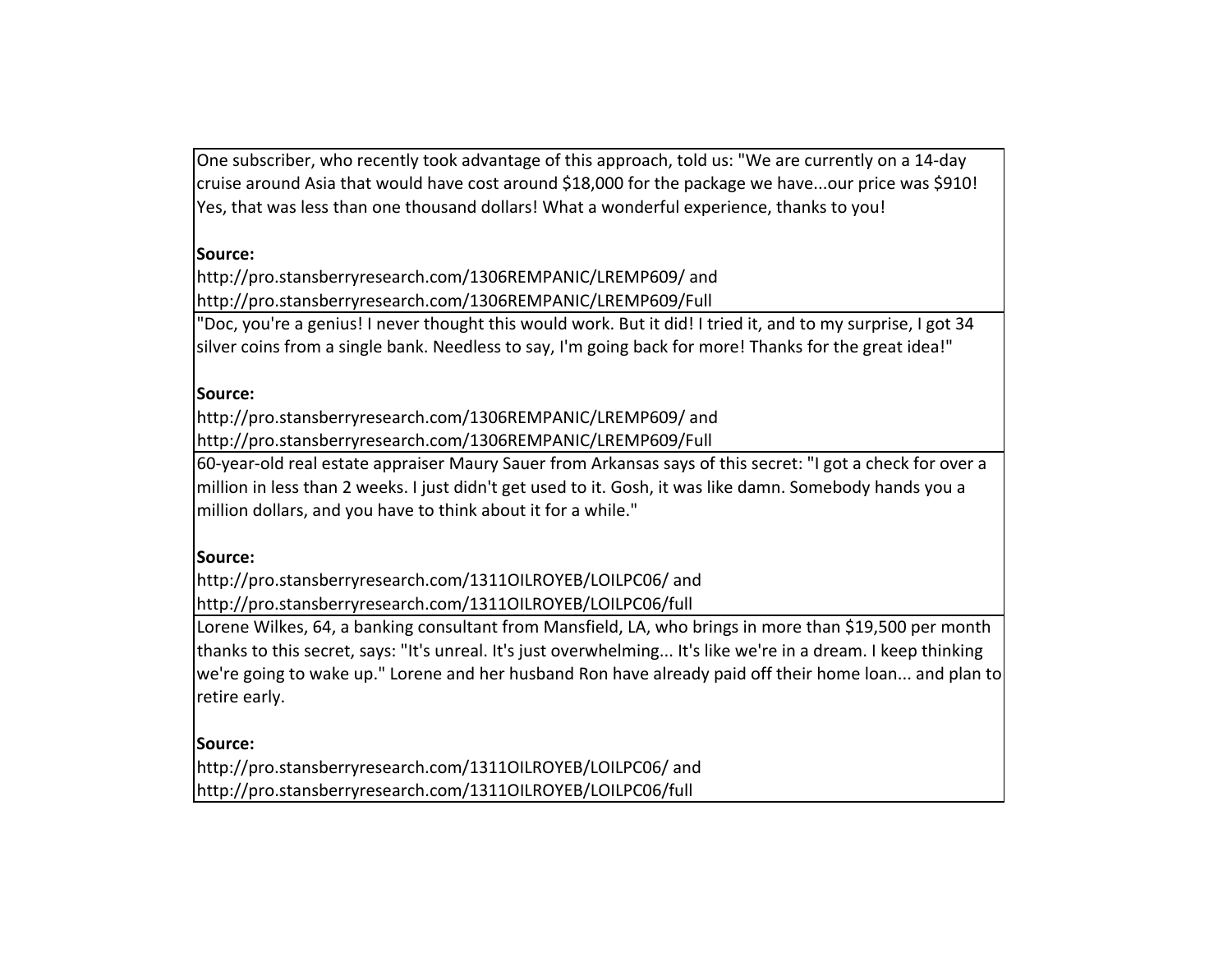| |
|---|
| One subscriber, who recently took advantage of this approach, told us: "We are currently on a 14-day cruise around Asia that would have cost around $18,000 for the package we have...our price was $910! Yes, that was less than one thousand dollars! What a wonderful experience, thanks to you!<br><br>**Source:**<br>http://pro.stansberryresearch.com/1306REMPANIC/LREMP609/ and<br>http://pro.stansberryresearch.com/1306REMPANIC/LREMP609/Full |
| "Doc, you're a genius! I never thought this would work. But it did! I tried it, and to my surprise, I got 34 silver coins from a single bank. Needless to say, I'm going back for more! Thanks for the great idea!"<br><br>**Source:**<br>http://pro.stansberryresearch.com/1306REMPANIC/LREMP609/ and<br>http://pro.stansberryresearch.com/1306REMPANIC/LREMP609/Full |
| 60-year-old real estate appraiser Maury Sauer from Arkansas says of this secret: "I got a check for over a million in less than 2 weeks. I just didn't get used to it. Gosh, it was like damn. Somebody hands you a million dollars, and you have to think about it for a while."<br><br>**Source:**<br>http://pro.stansberryresearch.com/1311OILROYEB/LOILPC06/ and<br>http://pro.stansberryresearch.com/1311OILROYEB/LOILPC06/full |
| Lorene Wilkes, 64, a banking consultant from Mansfield, LA, who brings in more than $19,500 per month thanks to this secret, says: "It's unreal. It's just overwhelming... It's like we're in a dream. I keep thinking we're going to wake up." Lorene and her husband Ron have already paid off their home loan... and plan to retire early.<br><br>**Source:**<br>http://pro.stansberryresearch.com/1311OILROYEB/LOILPC06/ and<br>http://pro.stansberryresearch.com/1311OILROYEB/LOILPC06/full |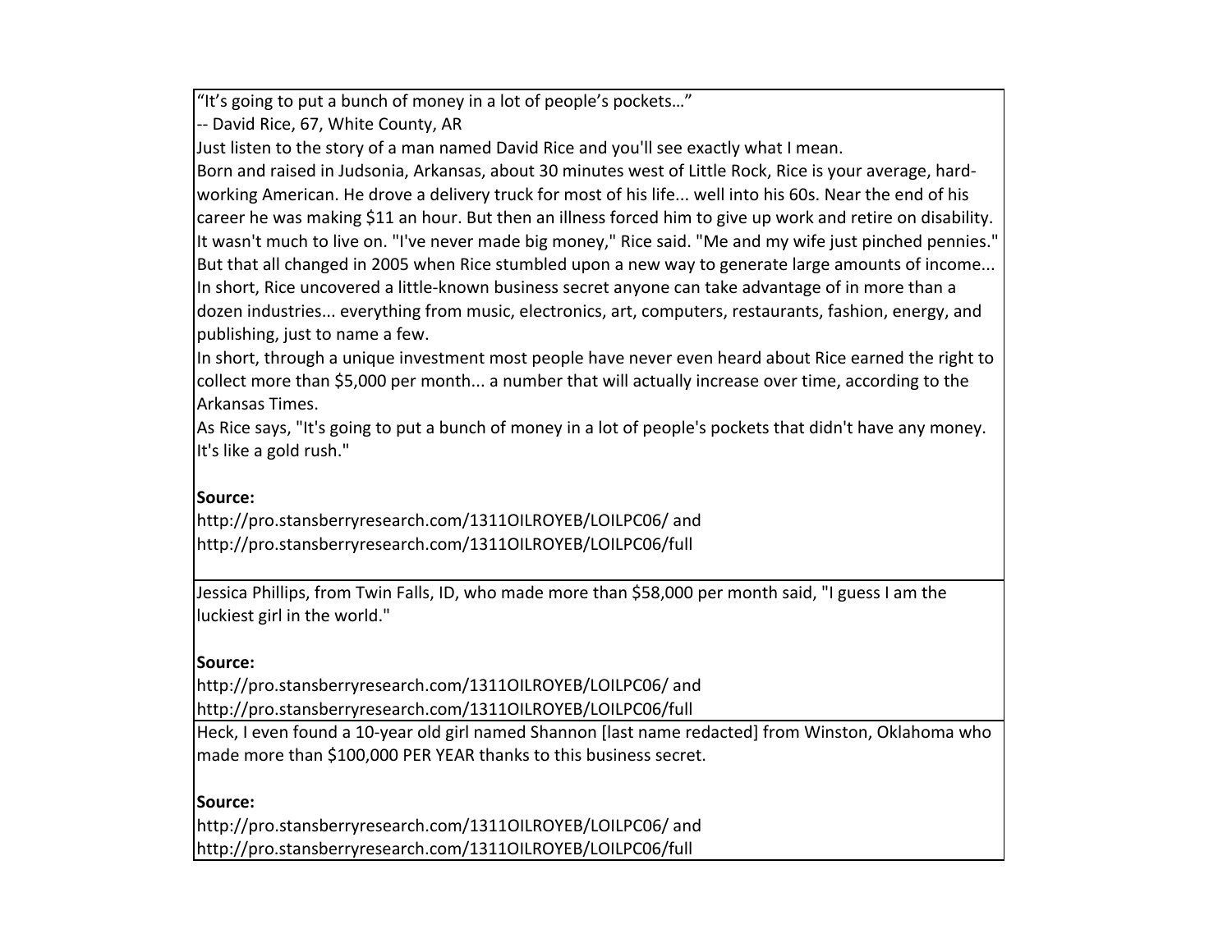"It's going to put a bunch of money in a lot of people's pockets…"

-- David Rice, 67, White County, AR

Just listen to the story of a man named David Rice and you'll see exactly what I mean.

Born and raised in Judsonia, Arkansas, about 30 minutes west of Little Rock, Rice is your average, hard-working American. He drove a delivery truck for most of his life... well into his 60s. Near the end of his career he was making $11 an hour. But then an illness forced him to give up work and retire on disability.

It wasn't much to live on. "I've never made big money," Rice said. "Me and my wife just pinched pennies."

But that all changed in 2005 when Rice stumbled upon a new way to generate large amounts of income...

In short, Rice uncovered a little-known business secret anyone can take advantage of in more than a dozen industries... everything from music, electronics, art, computers, restaurants, fashion, energy, and publishing, just to name a few.

In short, through a unique investment most people have never even heard about Rice earned the right to collect more than $5,000 per month... a number that will actually increase over time, according to the Arkansas Times.

As Rice says, "It's going to put a bunch of money in a lot of people's pockets that didn't have any money. It's like a gold rush."

**Source:**
http://pro.stansberryresearch.com/1311OILROYEB/LOILPC06/ and
http://pro.stansberryresearch.com/1311OILROYEB/LOILPC06/full

---

Jessica Phillips, from Twin Falls, ID, who made more than $58,000 per month said, "I guess I am the luckiest girl in the world."

**Source:**
http://pro.stansberryresearch.com/1311OILROYEB/LOILPC06/ and
http://pro.stansberryresearch.com/1311OILROYEB/LOILPC06/full

---

Heck, I even found a 10-year old girl named Shannon [last name redacted] from Winston, Oklahoma who made more than $100,000 PER YEAR thanks to this business secret.

**Source:**
http://pro.stansberryresearch.com/1311OILROYEB/LOILPC06/ and
http://pro.stansberryresearch.com/1311OILROYEB/LOILPC06/full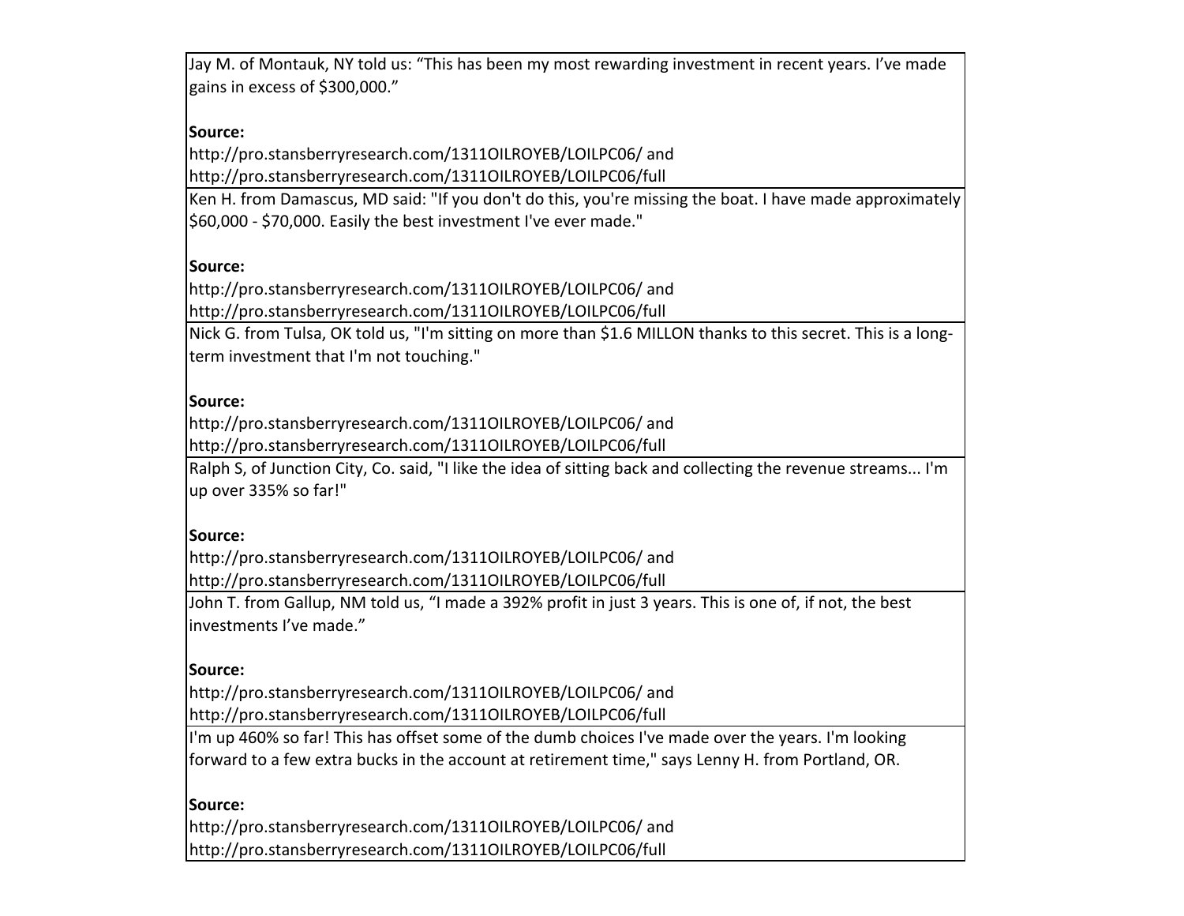| |
|---|
| Jay M. of Montauk, NY told us: “This has been my most rewarding investment in recent years. I’ve made gains in excess of $300,000.”<br><br>**Source:**<br>http://pro.stansberryresearch.com/1311OILROYEB/LOILPC06/ and<br>http://pro.stansberryresearch.com/1311OILROYEB/LOILPC06/full |
| Ken H. from Damascus, MD said: "If you don't do this, you're missing the boat. I have made approximately $60,000 - $70,000. Easily the best investment I've ever made."<br><br>**Source:**<br>http://pro.stansberryresearch.com/1311OILROYEB/LOILPC06/ and<br>http://pro.stansberryresearch.com/1311OILROYEB/LOILPC06/full |
| Nick G. from Tulsa, OK told us, "I'm sitting on more than $1.6 MILLON thanks to this secret. This is a long-term investment that I'm not touching."<br><br>**Source:**<br>http://pro.stansberryresearch.com/1311OILROYEB/LOILPC06/ and<br>http://pro.stansberryresearch.com/1311OILROYEB/LOILPC06/full |
| Ralph S, of Junction City, Co. said, "I like the idea of sitting back and collecting the revenue streams... I'm up over 335% so far!"<br><br>**Source:**<br>http://pro.stansberryresearch.com/1311OILROYEB/LOILPC06/ and<br>http://pro.stansberryresearch.com/1311OILROYEB/LOILPC06/full |
| John T. from Gallup, NM told us, “I made a 392% profit in just 3 years. This is one of, if not, the best investments I’ve made.”<br><br>**Source:**<br>http://pro.stansberryresearch.com/1311OILROYEB/LOILPC06/ and<br>http://pro.stansberryresearch.com/1311OILROYEB/LOILPC06/full |
| I'm up 460% so far! This has offset some of the dumb choices I've made over the years. I'm looking forward to a few extra bucks in the account at retirement time," says Lenny H. from Portland, OR.<br><br>**Source:**<br>http://pro.stansberryresearch.com/1311OILROYEB/LOILPC06/ and<br>http://pro.stansberryresearch.com/1311OILROYEB/LOILPC06/full |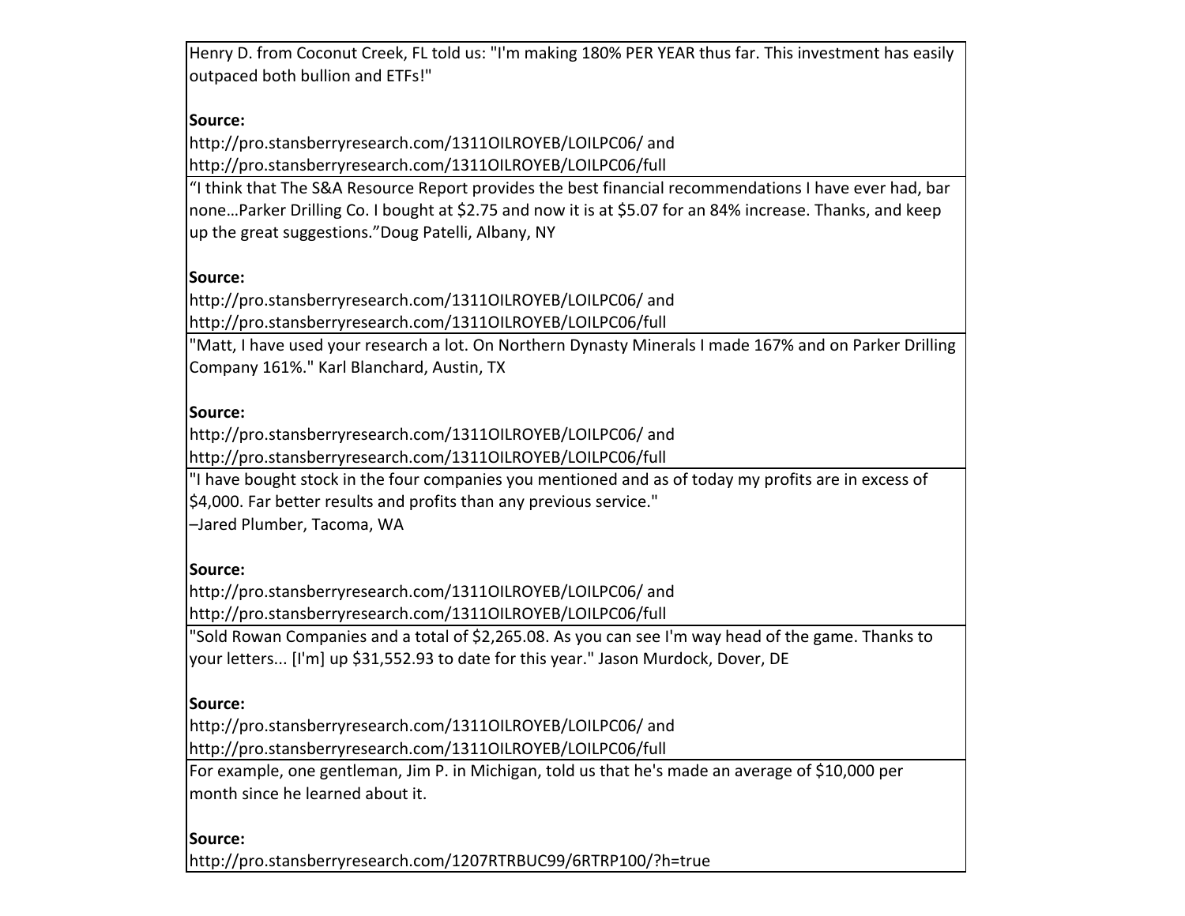| |
|---|
| Henry D. from Coconut Creek, FL told us: "I'm making 180% PER YEAR thus far. This investment has easily outpaced both bullion and ETFs!"<br><br>**Source:**<br>http://pro.stansberryresearch.com/1311OILROYEB/LOILPC06/ and<br>http://pro.stansberryresearch.com/1311OILROYEB/LOILPC06/full |
| "I think that The S&A Resource Report provides the best financial recommendations I have ever had, bar none…Parker Drilling Co. I bought at $2.75 and now it is at $5.07 for an 84% increase. Thanks, and keep up the great suggestions."Doug Patelli, Albany, NY<br><br>**Source:**<br>http://pro.stansberryresearch.com/1311OILROYEB/LOILPC06/ and<br>http://pro.stansberryresearch.com/1311OILROYEB/LOILPC06/full |
| "Matt, I have used your research a lot. On Northern Dynasty Minerals I made 167% and on Parker Drilling Company 161%." Karl Blanchard, Austin, TX<br><br>**Source:**<br>http://pro.stansberryresearch.com/1311OILROYEB/LOILPC06/ and<br>http://pro.stansberryresearch.com/1311OILROYEB/LOILPC06/full |
| "I have bought stock in the four companies you mentioned and as of today my profits are in excess of $4,000. Far better results and profits than any previous service."<br>–Jared Plumber, Tacoma, WA<br><br>**Source:**<br>http://pro.stansberryresearch.com/1311OILROYEB/LOILPC06/ and<br>http://pro.stansberryresearch.com/1311OILROYEB/LOILPC06/full |
| "Sold Rowan Companies and a total of $2,265.08. As you can see I'm way head of the game. Thanks to your letters... [I'm] up $31,552.93 to date for this year." Jason Murdock, Dover, DE<br><br>**Source:**<br>http://pro.stansberryresearch.com/1311OILROYEB/LOILPC06/ and<br>http://pro.stansberryresearch.com/1311OILROYEB/LOILPC06/full |
| For example, one gentleman, Jim P. in Michigan, told us that he's made an average of $10,000 per month since he learned about it.<br><br>**Source:**<br>http://pro.stansberryresearch.com/1207RTRBUC99/6RTRP100/?h=true |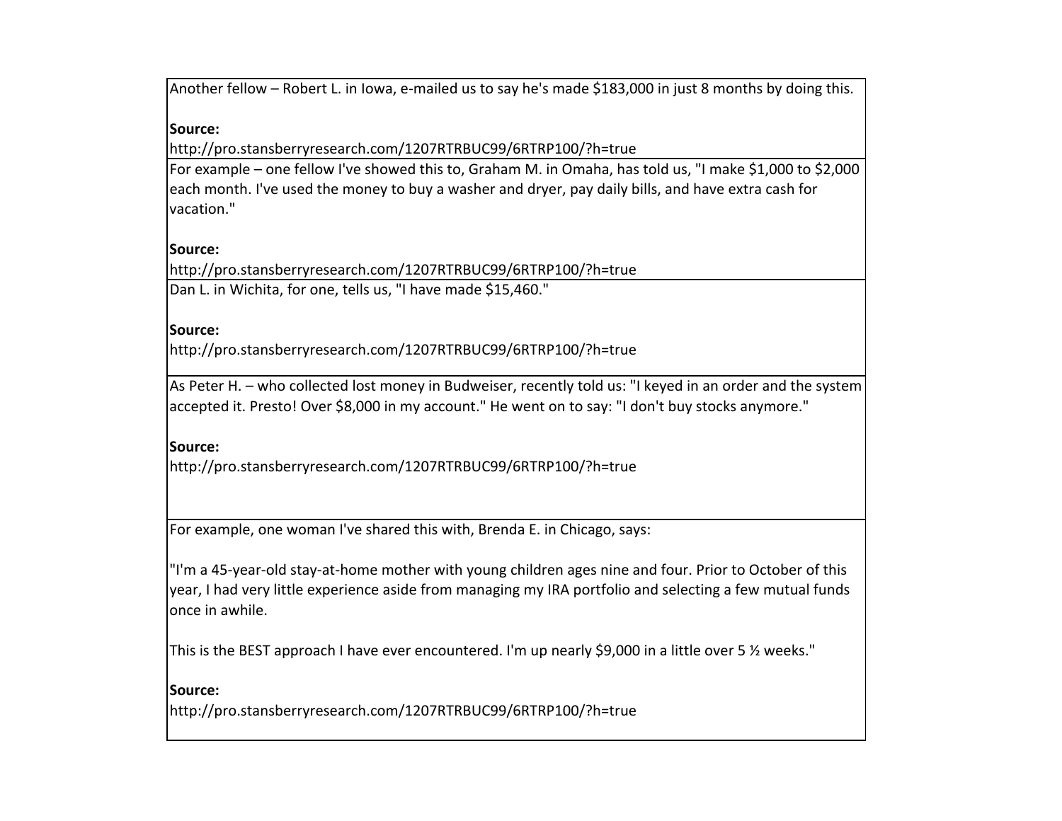| |
|---|
| Another fellow – Robert L. in Iowa, e-mailed us to say he's made $183,000 in just 8 months by doing this.<br><br>**Source:**<br>http://pro.stansberryresearch.com/1207RTRBUC99/6RTRP100/?h=true |
| For example – one fellow I've showed this to, Graham M. in Omaha, has told us, "I make $1,000 to $2,000 each month. I've used the money to buy a washer and dryer, pay daily bills, and have extra cash for vacation."<br><br>**Source:**<br>http://pro.stansberryresearch.com/1207RTRBUC99/6RTRP100/?h=true |
| Dan L. in Wichita, for one, tells us, "I have made $15,460."<br><br>**Source:**<br>http://pro.stansberryresearch.com/1207RTRBUC99/6RTRP100/?h=true |
| As Peter H. – who collected lost money in Budweiser, recently told us: "I keyed in an order and the system accepted it. Presto! Over $8,000 in my account." He went on to say: "I don't buy stocks anymore."<br><br>**Source:**<br>http://pro.stansberryresearch.com/1207RTRBUC99/6RTRP100/?h=true |
| For example, one woman I've shared this with, Brenda E. in Chicago, says:<br><br>"I'm a 45-year-old stay-at-home mother with young children ages nine and four. Prior to October of this year, I had very little experience aside from managing my IRA portfolio and selecting a few mutual funds once in awhile.<br><br>This is the BEST approach I have ever encountered. I'm up nearly $9,000 in a little over 5 ½ weeks."<br><br>**Source:**<br>http://pro.stansberryresearch.com/1207RTRBUC99/6RTRP100/?h=true |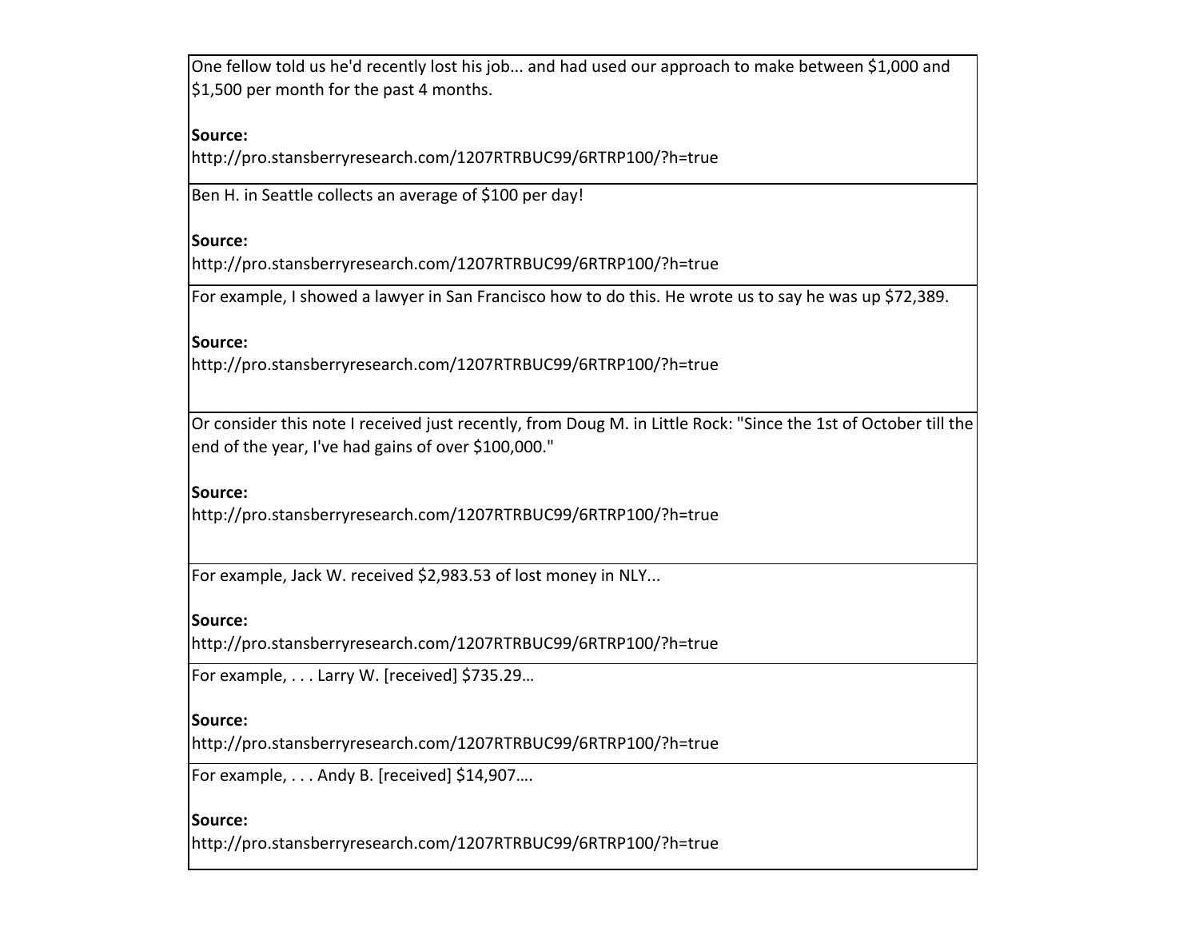| |
|---|
| One fellow told us he'd recently lost his job... and had used our approach to make between $1,000 and $1,500 per month for the past 4 months.<br><br>**Source:**<br>http://pro.stansberryresearch.com/1207RTRBUC99/6RTRP100/?h=true |
| Ben H. in Seattle collects an average of $100 per day!<br><br>**Source:**<br>http://pro.stansberryresearch.com/1207RTRBUC99/6RTRP100/?h=true |
| For example, I showed a lawyer in San Francisco how to do this. He wrote us to say he was up $72,389.<br><br>**Source:**<br>http://pro.stansberryresearch.com/1207RTRBUC99/6RTRP100/?h=true |
| Or consider this note I received just recently, from Doug M. in Little Rock: "Since the 1st of October till the end of the year, I've had gains of over $100,000."<br><br>**Source:**<br>http://pro.stansberryresearch.com/1207RTRBUC99/6RTRP100/?h=true |
| For example, Jack W. received $2,983.53 of lost money in NLY...<br><br>**Source:**<br>http://pro.stansberryresearch.com/1207RTRBUC99/6RTRP100/?h=true |
| For example, . . . Larry W. [received] $735.29…<br><br>**Source:**<br>http://pro.stansberryresearch.com/1207RTRBUC99/6RTRP100/?h=true |
| For example, . . . Andy B. [received] $14,907….<br><br>**Source:**<br>http://pro.stansberryresearch.com/1207RTRBUC99/6RTRP100/?h=true |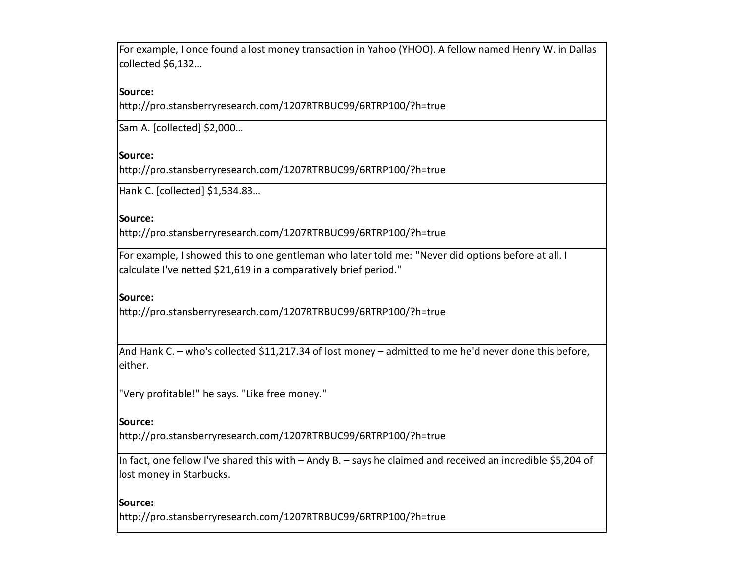| |
|---|
| For example, I once found a lost money transaction in Yahoo (YHOO). A fellow named Henry W. in Dallas collected $6,132…<br><br>**Source:**<br>http://pro.stansberryresearch.com/1207RTRBUC99/6RTRP100/?h=true |
| Sam A. [collected] $2,000…<br><br>**Source:**<br>http://pro.stansberryresearch.com/1207RTRBUC99/6RTRP100/?h=true |
| Hank C. [collected] $1,534.83…<br><br>**Source:**<br>http://pro.stansberryresearch.com/1207RTRBUC99/6RTRP100/?h=true |
| For example, I showed this to one gentleman who later told me: "Never did options before at all. I calculate I've netted $21,619 in a comparatively brief period."<br><br>**Source:**<br>http://pro.stansberryresearch.com/1207RTRBUC99/6RTRP100/?h=true |
| And Hank C. – who's collected $11,217.34 of lost money – admitted to me he'd never done this before, either.<br><br>"Very profitable!" he says. "Like free money."<br><br>**Source:**<br>http://pro.stansberryresearch.com/1207RTRBUC99/6RTRP100/?h=true |
| In fact, one fellow I've shared this with – Andy B. – says he claimed and received an incredible $5,204 of lost money in Starbucks.<br><br>**Source:**<br>http://pro.stansberryresearch.com/1207RTRBUC99/6RTRP100/?h=true |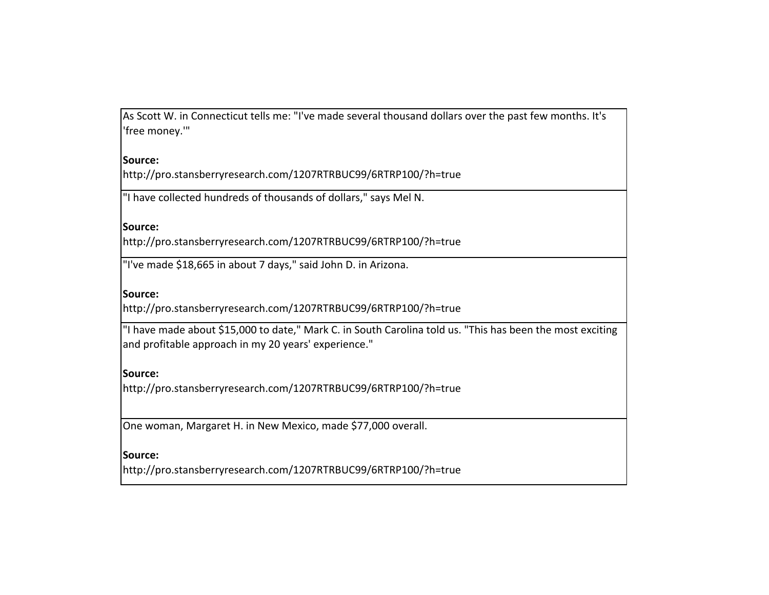| |
|---|
| As Scott W. in Connecticut tells me: "I've made several thousand dollars over the past few months. It's 'free money.'"<br><br>**Source:**<br>http://pro.stansberryresearch.com/1207RTRBUC99/6RTRP100/?h=true |
| "I have collected hundreds of thousands of dollars," says Mel N.<br><br>**Source:**<br>http://pro.stansberryresearch.com/1207RTRBUC99/6RTRP100/?h=true |
| "I've made $18,665 in about 7 days," said John D. in Arizona.<br><br>**Source:**<br>http://pro.stansberryresearch.com/1207RTRBUC99/6RTRP100/?h=true |
| "I have made about $15,000 to date," Mark C. in South Carolina told us. "This has been the most exciting and profitable approach in my 20 years' experience."<br><br>**Source:**<br>http://pro.stansberryresearch.com/1207RTRBUC99/6RTRP100/?h=true |
| One woman, Margaret H. in New Mexico, made $77,000 overall.<br><br>**Source:**<br>http://pro.stansberryresearch.com/1207RTRBUC99/6RTRP100/?h=true |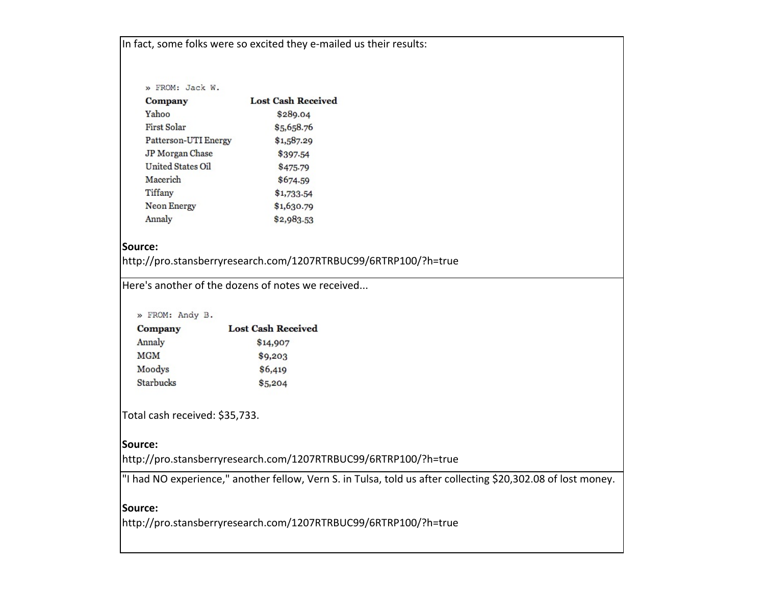In fact, some folks were so excited they e-mailed us their results:

» FROM: Jack W.

| Company | Lost Cash Received |
| --- | --- |
| Yahoo | $289.04 |
| First Solar | $5,658.76 |
| Patterson-UTI Energy | $1,587.29 |
| JP Morgan Chase | $397.54 |
| United States Oil | $475.79 |
| Macerich | $674.59 |
| Tiffany | $1,733.54 |
| Neon Energy | $1,630.79 |
| Annaly | $2,983.53 |

**Source:**
http://pro.stansberryresearch.com/1207RTRBUC99/6RTRP100/?h=true

Here's another of the dozens of notes we received...

» FROM: Andy B.

| Company | Lost Cash Received |
| --- | --- |
| Annaly | $14,907 |
| MGM | $9,203 |
| Moodys | $6,419 |
| Starbucks | $5,204 |

Total cash received: $35,733.

**Source:**
http://pro.stansberryresearch.com/1207RTRBUC99/6RTRP100/?h=true

"I had NO experience," another fellow, Vern S. in Tulsa, told us after collecting $20,302.08 of lost money.

**Source:**
http://pro.stansberryresearch.com/1207RTRBUC99/6RTRP100/?h=true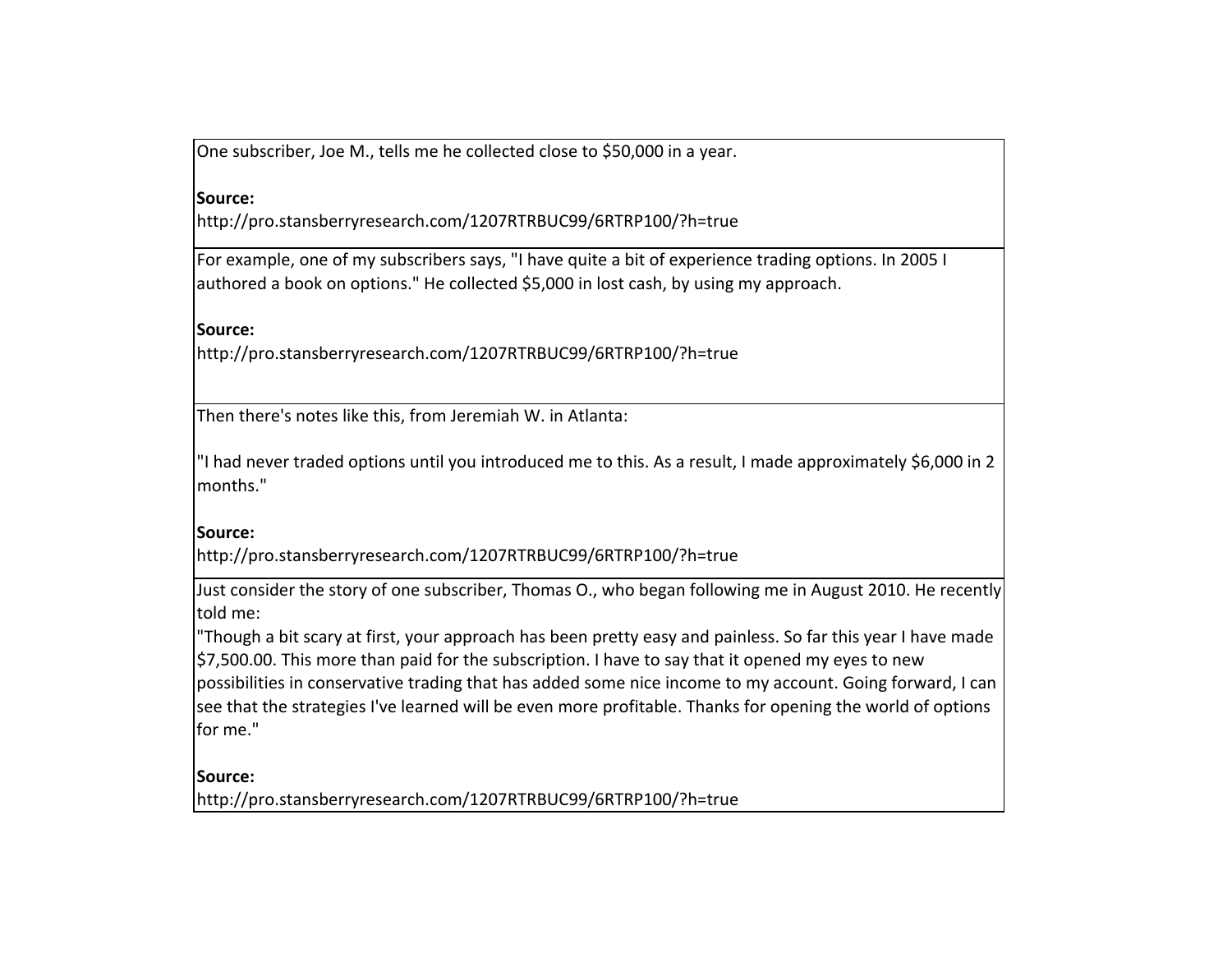| |
|---|
| One subscriber, Joe M., tells me he collected close to $50,000 in a year.<br><br>**Source:**<br>http://pro.stansberryresearch.com/1207RTRBUC99/6RTRP100/?h=true |
| For example, one of my subscribers says, "I have quite a bit of experience trading options. In 2005 I authored a book on options." He collected $5,000 in lost cash, by using my approach.<br><br>**Source:**<br>http://pro.stansberryresearch.com/1207RTRBUC99/6RTRP100/?h=true |
| Then there's notes like this, from Jeremiah W. in Atlanta:<br><br>"I had never traded options until you introduced me to this. As a result, I made approximately $6,000 in 2 months."<br><br>**Source:**<br>http://pro.stansberryresearch.com/1207RTRBUC99/6RTRP100/?h=true |
| Just consider the story of one subscriber, Thomas O., who began following me in August 2010. He recently told me:<br>"Though a bit scary at first, your approach has been pretty easy and painless. So far this year I have made $7,500.00. This more than paid for the subscription. I have to say that it opened my eyes to new possibilities in conservative trading that has added some nice income to my account. Going forward, I can see that the strategies I've learned will be even more profitable. Thanks for opening the world of options for me."<br><br>**Source:**<br>http://pro.stansberryresearch.com/1207RTRBUC99/6RTRP100/?h=true |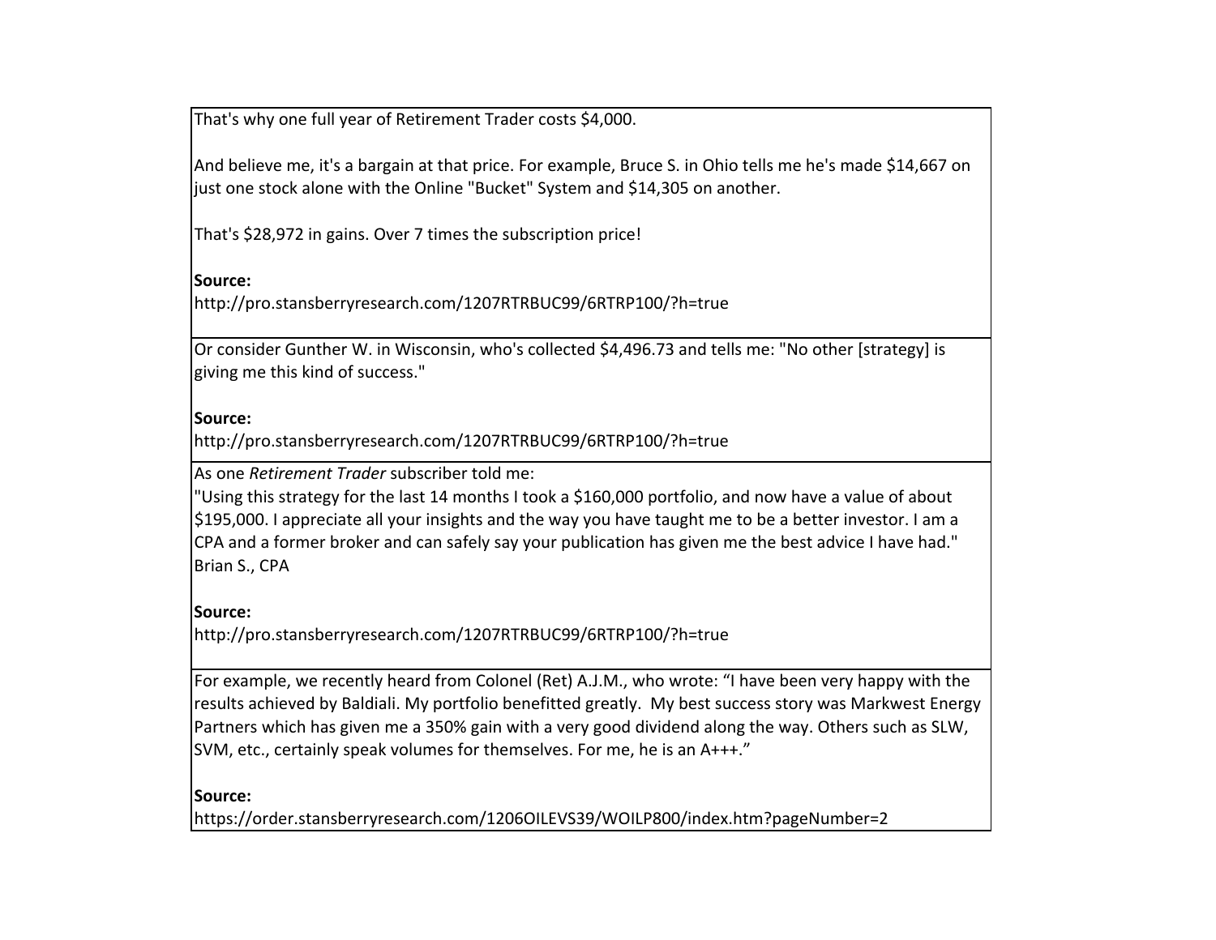That's why one full year of Retirement Trader costs $4,000.

And believe me, it's a bargain at that price. For example, Bruce S. in Ohio tells me he's made $14,667 on just one stock alone with the Online "Bucket" System and $14,305 on another.

That's $28,972 in gains. Over 7 times the subscription price!

**Source:**
http://pro.stansberryresearch.com/1207RTRBUC99/6RTRP100/?h=true

---

Or consider Gunther W. in Wisconsin, who's collected $4,496.73 and tells me: "No other [strategy] is giving me this kind of success."

**Source:**
http://pro.stansberryresearch.com/1207RTRBUC99/6RTRP100/?h=true

---

As one *Retirement Trader* subscriber told me:
"Using this strategy for the last 14 months I took a $160,000 portfolio, and now have a value of about $195,000. I appreciate all your insights and the way you have taught me to be a better investor. I am a CPA and a former broker and can safely say your publication has given me the best advice I have had."
Brian S., CPA

**Source:**
http://pro.stansberryresearch.com/1207RTRBUC99/6RTRP100/?h=true

---

For example, we recently heard from Colonel (Ret) A.J.M., who wrote: "I have been very happy with the results achieved by Baldiali. My portfolio benefitted greatly. My best success story was Markwest Energy Partners which has given me a 350% gain with a very good dividend along the way. Others such as SLW, SVM, etc., certainly speak volumes for themselves. For me, he is an A+++."

**Source:**
https://order.stansberryresearch.com/1206OILEVS39/WOILP800/index.htm?pageNumber=2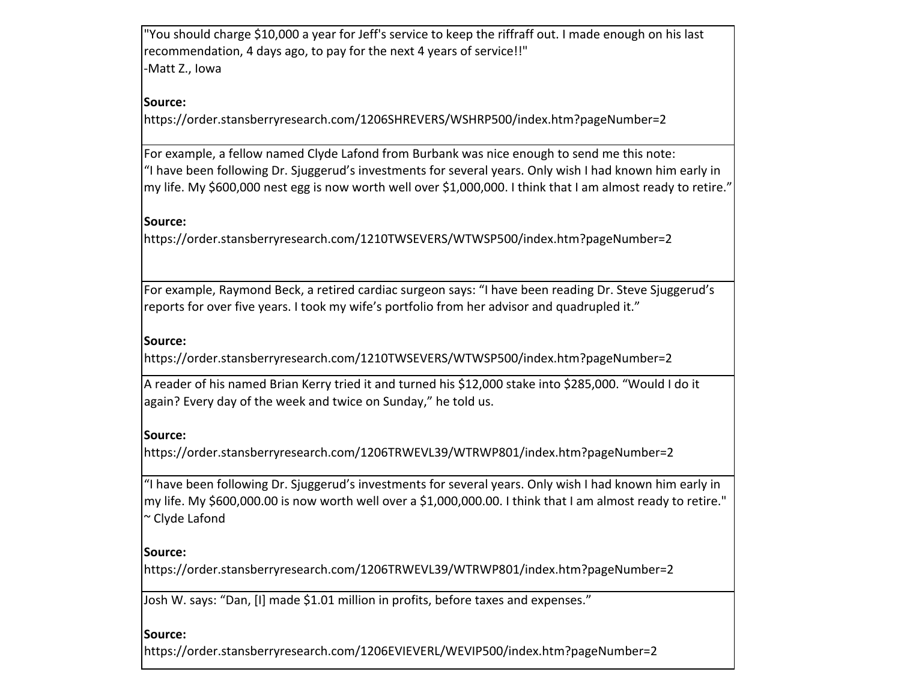| |
|---|
| "You should charge $10,000 a year for Jeff's service to keep the riffraff out. I made enough on his last recommendation, 4 days ago, to pay for the next 4 years of service!!"<br>-Matt Z., Iowa<br><br>**Source:**<br>https://order.stansberryresearch.com/1206SHREVERS/WSHRP500/index.htm?pageNumber=2 |
| For example, a fellow named Clyde Lafond from Burbank was nice enough to send me this note:<br>"I have been following Dr. Sjuggerud's investments for several years. Only wish I had known him early in my life. My $600,000 nest egg is now worth well over $1,000,000. I think that I am almost ready to retire."<br><br>**Source:**<br>https://order.stansberryresearch.com/1210TWSEVERS/WTWSP500/index.htm?pageNumber=2 |
| For example, Raymond Beck, a retired cardiac surgeon says: "I have been reading Dr. Steve Sjuggerud's reports for over five years. I took my wife's portfolio from her advisor and quadrupled it."<br><br>**Source:**<br>https://order.stansberryresearch.com/1210TWSEVERS/WTWSP500/index.htm?pageNumber=2 |
| A reader of his named Brian Kerry tried it and turned his $12,000 stake into $285,000. "Would I do it again? Every day of the week and twice on Sunday," he told us.<br><br>**Source:**<br>https://order.stansberryresearch.com/1206TRWEVL39/WTRWP801/index.htm?pageNumber=2 |
| "I have been following Dr. Sjuggerud's investments for several years. Only wish I had known him early in my life. My $600,000.00 is now worth well over a $1,000,000.00. I think that I am almost ready to retire."<br>~ Clyde Lafond<br><br>**Source:**<br>https://order.stansberryresearch.com/1206TRWEVL39/WTRWP801/index.htm?pageNumber=2 |
| Josh W. says: "Dan, [I] made $1.01 million in profits, before taxes and expenses."<br><br>**Source:**<br>https://order.stansberryresearch.com/1206EVIEVERL/WEVIP500/index.htm?pageNumber=2 |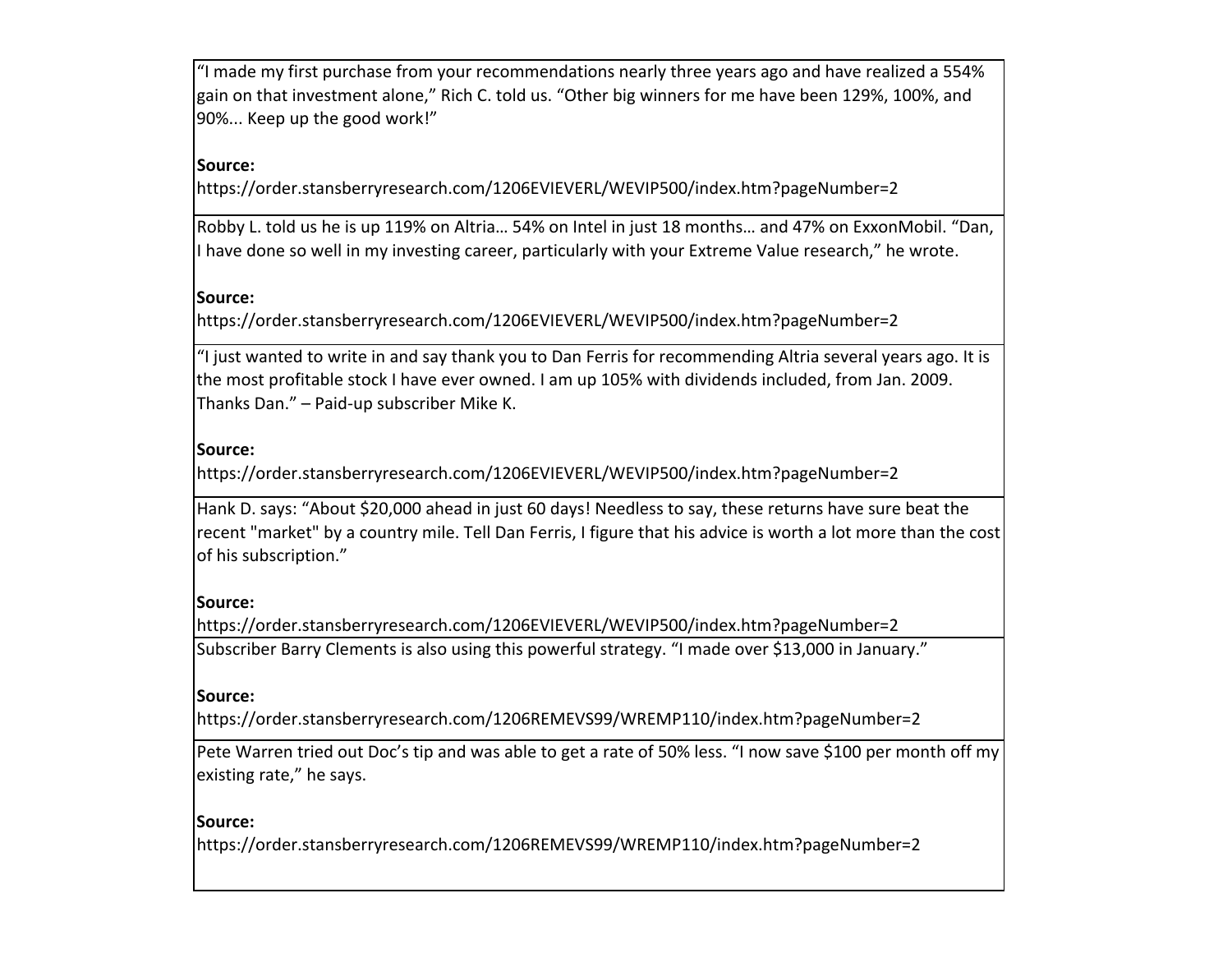"I made my first purchase from your recommendations nearly three years ago and have realized a 554% gain on that investment alone," Rich C. told us. "Other big winners for me have been 129%, 100%, and 90%... Keep up the good work!"

**Source:**
https://order.stansberryresearch.com/1206EVIEVERL/WEVIP500/index.htm?pageNumber=2

---

Robby L. told us he is up 119% on Altria… 54% on Intel in just 18 months… and 47% on ExxonMobil. "Dan, I have done so well in my investing career, particularly with your Extreme Value research," he wrote.

**Source:**
https://order.stansberryresearch.com/1206EVIEVERL/WEVIP500/index.htm?pageNumber=2

---

"I just wanted to write in and say thank you to Dan Ferris for recommending Altria several years ago. It is the most profitable stock I have ever owned. I am up 105% with dividends included, from Jan. 2009. Thanks Dan." – Paid-up subscriber Mike K.

**Source:**
https://order.stansberryresearch.com/1206EVIEVERL/WEVIP500/index.htm?pageNumber=2

---

Hank D. says: "About $20,000 ahead in just 60 days! Needless to say, these returns have sure beat the recent "market" by a country mile. Tell Dan Ferris, I figure that his advice is worth a lot more than the cost of his subscription."

**Source:**
https://order.stansberryresearch.com/1206EVIEVERL/WEVIP500/index.htm?pageNumber=2

---

Subscriber Barry Clements is also using this powerful strategy. "I made over $13,000 in January."

**Source:**
https://order.stansberryresearch.com/1206REMEVS99/WREMP110/index.htm?pageNumber=2

---

Pete Warren tried out Doc's tip and was able to get a rate of 50% less. "I now save $100 per month off my existing rate," he says.

**Source:**
https://order.stansberryresearch.com/1206REMEVS99/WREMP110/index.htm?pageNumber=2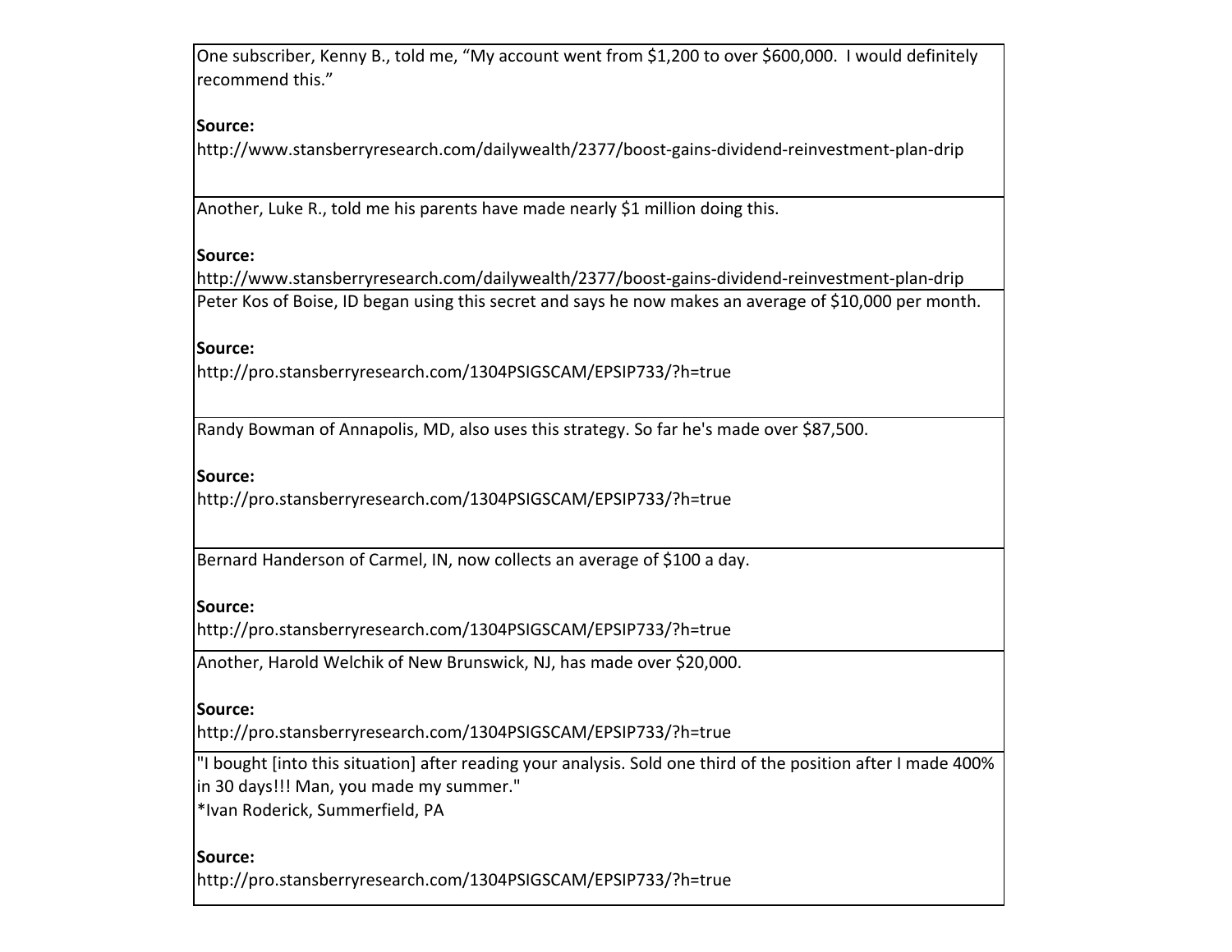| |
|---|
| One subscriber, Kenny B., told me, "My account went from $1,200 to over $600,000. I would definitely recommend this."<br><br>**Source:**<br>http://www.stansberryresearch.com/dailywealth/2377/boost-gains-dividend-reinvestment-plan-drip |
| Another, Luke R., told me his parents have made nearly $1 million doing this.<br><br>**Source:**<br>http://www.stansberryresearch.com/dailywealth/2377/boost-gains-dividend-reinvestment-plan-drip |
| Peter Kos of Boise, ID began using this secret and says he now makes an average of $10,000 per month.<br><br>**Source:**<br>http://pro.stansberryresearch.com/1304PSIGSCAM/EPSIP733/?h=true |
| Randy Bowman of Annapolis, MD, also uses this strategy. So far he's made over $87,500.<br><br>**Source:**<br>http://pro.stansberryresearch.com/1304PSIGSCAM/EPSIP733/?h=true |
| Bernard Handerson of Carmel, IN, now collects an average of $100 a day.<br><br>**Source:**<br>http://pro.stansberryresearch.com/1304PSIGSCAM/EPSIP733/?h=true |
| Another, Harold Welchik of New Brunswick, NJ, has made over $20,000.<br><br>**Source:**<br>http://pro.stansberryresearch.com/1304PSIGSCAM/EPSIP733/?h=true |
| "I bought [into this situation] after reading your analysis. Sold one third of the position after I made 400% in 30 days!!! Man, you made my summer."<br>*Ivan Roderick, Summerfield, PA<br><br>**Source:**<br>http://pro.stansberryresearch.com/1304PSIGSCAM/EPSIP733/?h=true |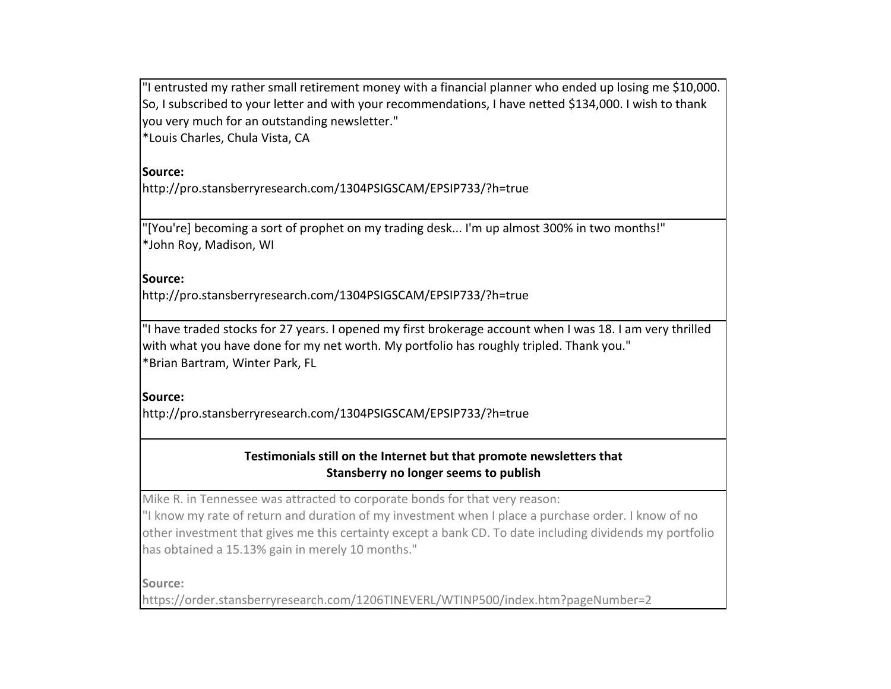"I entrusted my rather small retirement money with a financial planner who ended up losing me $10,000. So, I subscribed to your letter and with your recommendations, I have netted $134,000. I wish to thank you very much for an outstanding newsletter."
*Louis Charles, Chula Vista, CA

**Source:**
http://pro.stansberryresearch.com/1304PSIGSCAM/EPSIP733/?h=true

"[You're] becoming a sort of prophet on my trading desk... I'm up almost 300% in two months!"
*John Roy, Madison, WI

**Source:**
http://pro.stansberryresearch.com/1304PSIGSCAM/EPSIP733/?h=true

"I have traded stocks for 27 years. I opened my first brokerage account when I was 18. I am very thrilled with what you have done for my net worth. My portfolio has roughly tripled. Thank you."
*Brian Bartram, Winter Park, FL

**Source:**
http://pro.stansberryresearch.com/1304PSIGSCAM/EPSIP733/?h=true

**Testimonials still on the Internet but that promote newsletters that Stansberry no longer seems to publish**

Mike R. in Tennessee was attracted to corporate bonds for that very reason:
"I know my rate of return and duration of my investment when I place a purchase order. I know of no other investment that gives me this certainty except a bank CD. To date including dividends my portfolio has obtained a 15.13% gain in merely 10 months."

**Source:**
https://order.stansberryresearch.com/1206TINEVERL/WTINP500/index.htm?pageNumber=2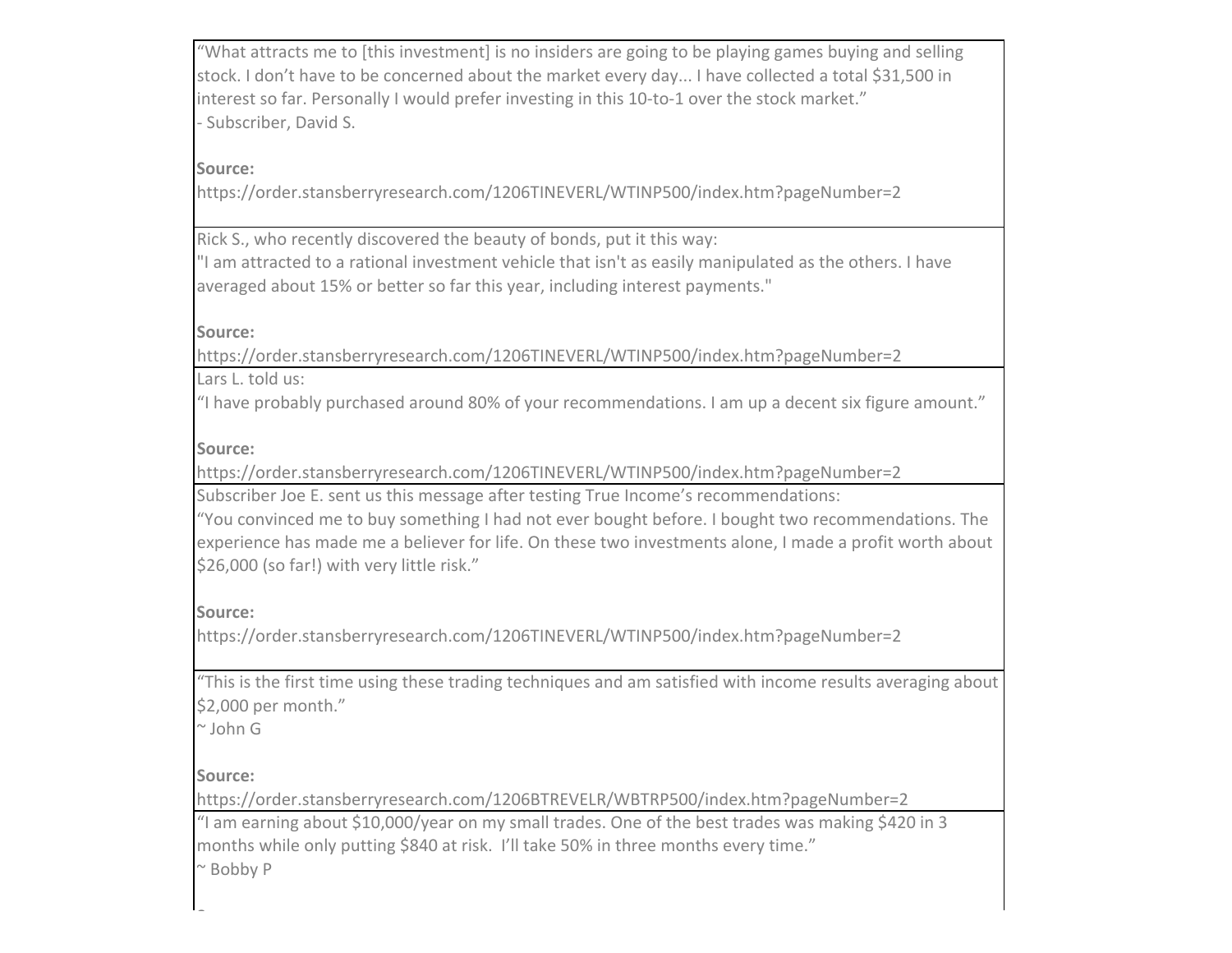| |
|---|
| "What attracts me to [this investment] is no insiders are going to be playing games buying and selling stock. I don't have to be concerned about the market every day... I have collected a total $31,500 in interest so far. Personally I would prefer investing in this 10-to-1 over the stock market."<br>- Subscriber, David S.<br><br>**Source:**<br>https://order.stansberryresearch.com/1206TINEVERL/WTINP500/index.htm?pageNumber=2 |
| Rick S., who recently discovered the beauty of bonds, put it this way:<br>"I am attracted to a rational investment vehicle that isn't as easily manipulated as the others. I have averaged about 15% or better so far this year, including interest payments."<br><br>**Source:**<br>https://order.stansberryresearch.com/1206TINEVERL/WTINP500/index.htm?pageNumber=2 |
| Lars L. told us:<br>"I have probably purchased around 80% of your recommendations. I am up a decent six figure amount."<br><br>**Source:**<br>https://order.stansberryresearch.com/1206TINEVERL/WTINP500/index.htm?pageNumber=2 |
| Subscriber Joe E. sent us this message after testing True Income's recommendations:<br>"You convinced me to buy something I had not ever bought before. I bought two recommendations. The experience has made me a believer for life. On these two investments alone, I made a profit worth about $26,000 (so far!) with very little risk."<br><br>**Source:**<br>https://order.stansberryresearch.com/1206TINEVERL/WTINP500/index.htm?pageNumber=2 |
| "This is the first time using these trading techniques and am satisfied with income results averaging about $2,000 per month."<br>~ John G<br><br>**Source:**<br>https://order.stansberryresearch.com/1206BTREVELR/WBTRP500/index.htm?pageNumber=2 |
| "I am earning about $10,000/year on my small trades. One of the best trades was making $420 in 3 months while only putting $840 at risk. I'll take 50% in three months every time."<br>~ Bobby P |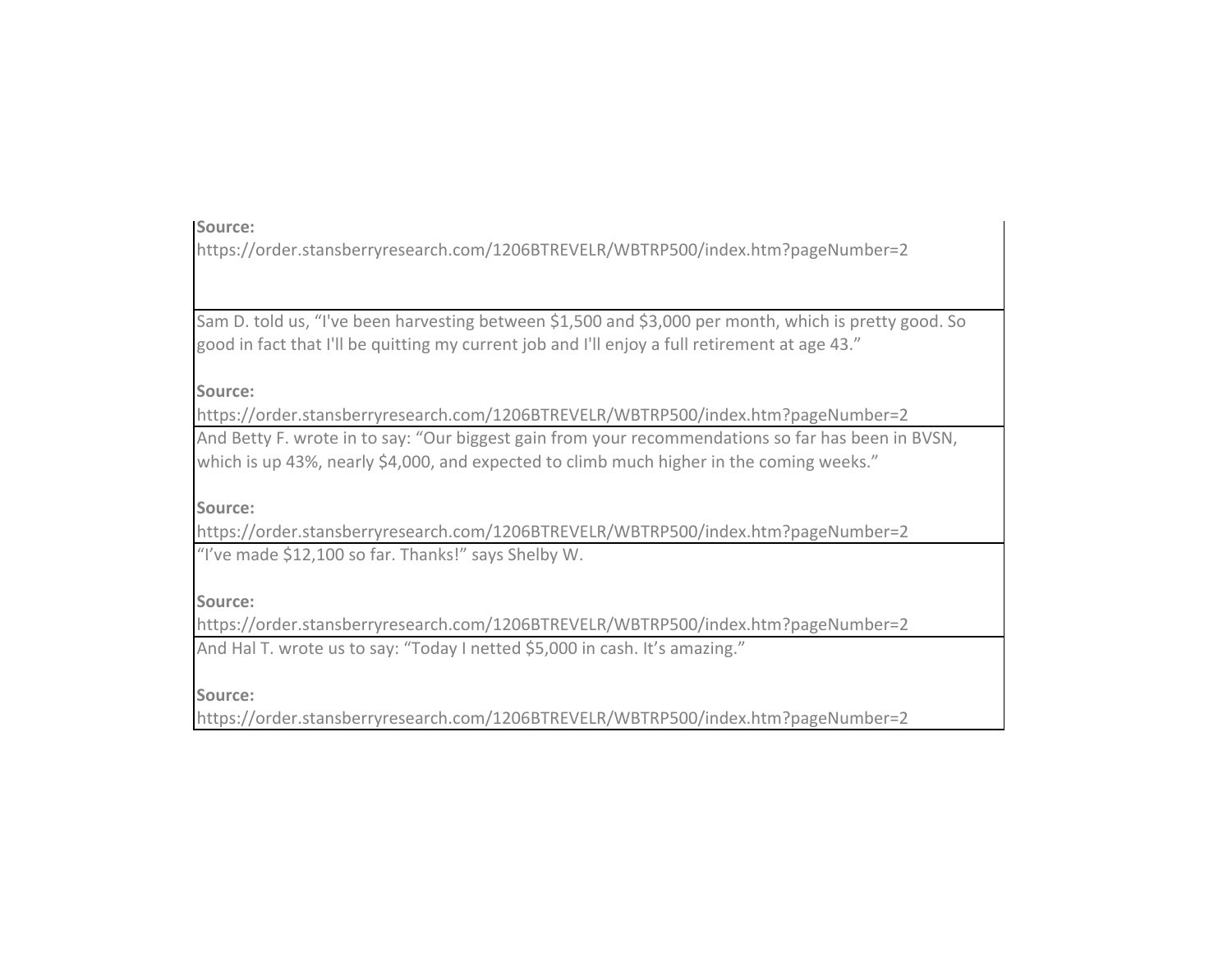| |
|---|
| **Source:**<br>https://order.stansberryresearch.com/1206BTREVELR/WBTRP500/index.htm?pageNumber=2 |
| Sam D. told us, "I've been harvesting between $1,500 and $3,000 per month, which is pretty good. So good in fact that I'll be quitting my current job and I'll enjoy a full retirement at age 43."<br><br>**Source:**<br>https://order.stansberryresearch.com/1206BTREVELR/WBTRP500/index.htm?pageNumber=2 |
| And Betty F. wrote in to say: "Our biggest gain from your recommendations so far has been in BVSN, which is up 43%, nearly $4,000, and expected to climb much higher in the coming weeks."<br><br>**Source:**<br>https://order.stansberryresearch.com/1206BTREVELR/WBTRP500/index.htm?pageNumber=2 |
| "I've made $12,100 so far. Thanks!" says Shelby W.<br><br>**Source:**<br>https://order.stansberryresearch.com/1206BTREVELR/WBTRP500/index.htm?pageNumber=2 |
| And Hal T. wrote us to say: "Today I netted $5,000 in cash. It's amazing."<br><br>**Source:**<br>https://order.stansberryresearch.com/1206BTREVELR/WBTRP500/index.htm?pageNumber=2 |